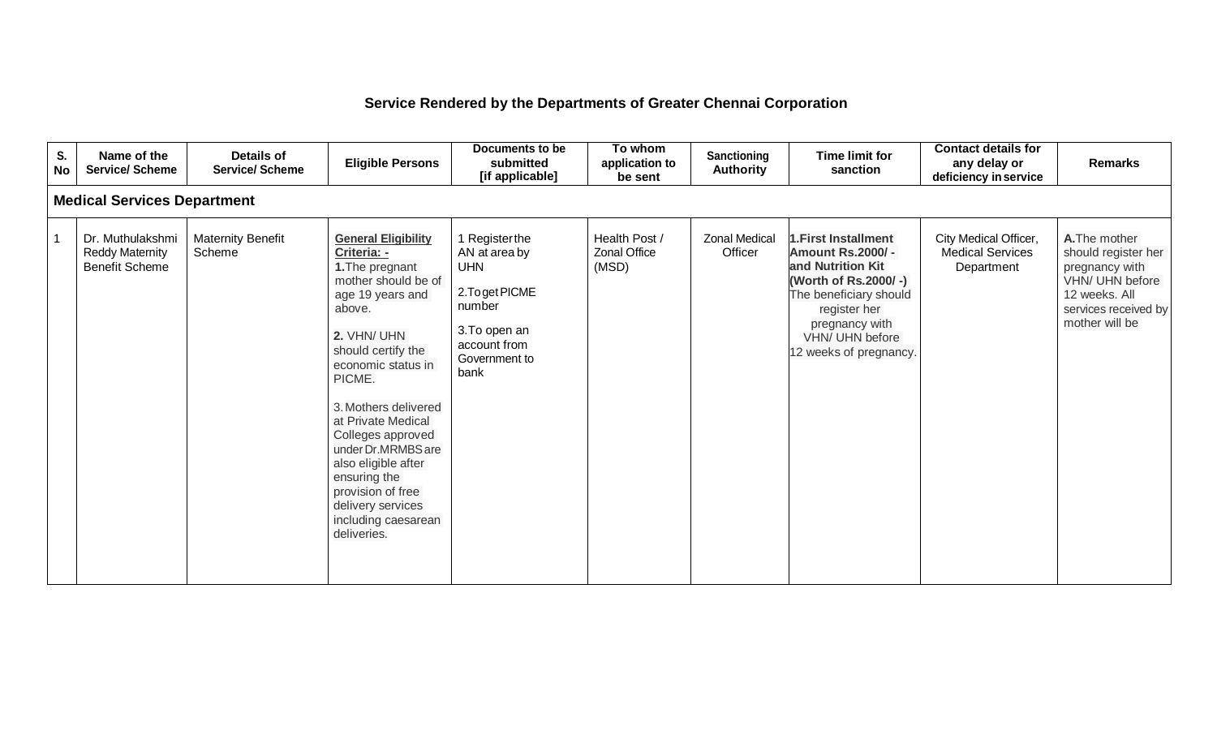# Service Rendered by the Departments of Greater Chennai Corporation

| S. No | Name of the Service/ Scheme | Details of Service/ Scheme | Eligible Persons | Documents to be submitted [if applicable] | To whom application to be sent | Sanctioning Authority | Time limit for sanction | Contact details for any delay or deficiency in service | Remarks |
|---|---|---|---|---|---|---|---|---|---|
| **Medical Services Department** | | | | | | | | | |
| 1 | Dr. Muthulakshmi Reddy Maternity Benefit Scheme | Maternity Benefit Scheme | **General Eligibility Criteria: -**<br>**1.** The pregnant mother should be of age 19 years and above.<br>**2.** VHN/ UHN should certify the economic status in PICME.<br>3. Mothers delivered at Private Medical Colleges approved under Dr.MRMBS are also eligible after ensuring the provision of free delivery services including caesarean deliveries. | 1 Register the AN at area by UHN<br>2. To get PICME number<br>3. To open an account from Government to bank | Health Post / Zonal Office (MSD) | Zonal Medical Officer | **1. First Installment Amount Rs.2000/ - and Nutrition Kit (Worth of Rs.2000/ -)**<br>The beneficiary should register her pregnancy with VHN/ UHN before 12 weeks of pregnancy. | City Medical Officer, Medical Services Department | **A.** The mother should register her pregnancy with VHN/ UHN before 12 weeks. All services received by mother will be |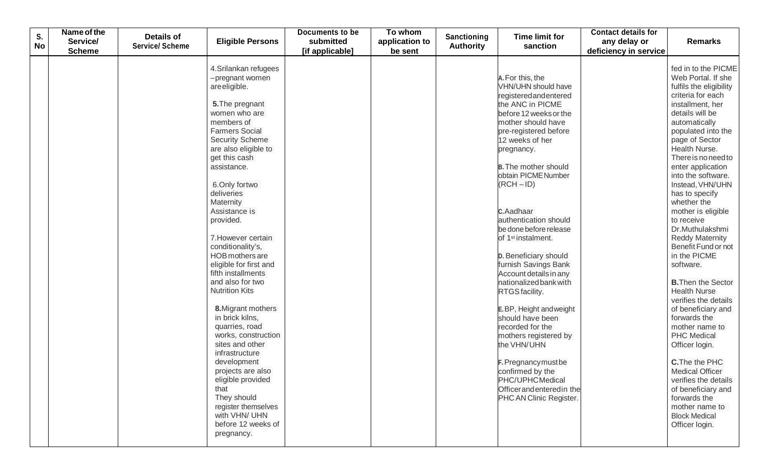| S. No | Name of the Service/ Scheme | Details of Service/ Scheme | Eligible Persons | Documents to be submitted [if applicable] | To whom application to be sent | Sanctioning Authority | Time limit for sanction | Contact details for any delay or deficiency in service | Remarks |
|---|---|---|---|---|---|---|---|---|---|
| | | | 4.Srilankan refugees –pregnant women are eligible.<br><br>**5.**The pregnant women who are members of Farmers Social Security Scheme are also eligible to get this cash assistance.<br><br>6.Only for two deliveries Maternity Assistance is provided.<br><br>7.However certain conditionality's, HOB mothers are eligible for first and fifth installments and also for two Nutrition Kits<br><br>**8.**Migrant mothers in brick kilns, quarries, road works, construction sites and other infrastructure development projects are also eligible provided that They should register themselves with VHN/ UHN before 12 weeks of pregnancy. | | | | **A.** For this, the VHN/UHN should have registered and entered the ANC in PICME before 12 weeks or the mother should have pre-registered before 12 weeks of her pregnancy.<br><br>**B.** The mother should obtain PICME Number (RCH – ID)<br><br>**C.** Aadhaar authentication should be done before release of 1st instalment.<br><br>**D.** Beneficiary should furnish Savings Bank Account details in any nationalized bank with RTGS facility.<br><br>**E.** BP, Height and weight should have been recorded for the mothers registered by the VHN/UHN<br><br>**F.** Pregnancy must be confirmed by the PHC/UPHC Medical Officer and entered in the PHC AN Clinic Register. | | fed in to the PICME Web Portal. If she fulfils the eligibility criteria for each installment, her details will be automatically populated into the page of Sector Health Nurse. There is no need to enter application into the software. Instead, VHN/UHN has to specify whether the mother is eligible to receive Dr.Muthulakshmi Reddy Maternity Benefit Fund or not in the PICME software.<br><br>**B.**Then the Sector Health Nurse verifies the details of beneficiary and forwards the mother name to PHC Medical Officer login.<br><br>**C.**The the PHC Medical Officer verifies the details of beneficiary and forwards the mother name to Block Medical Officer login. |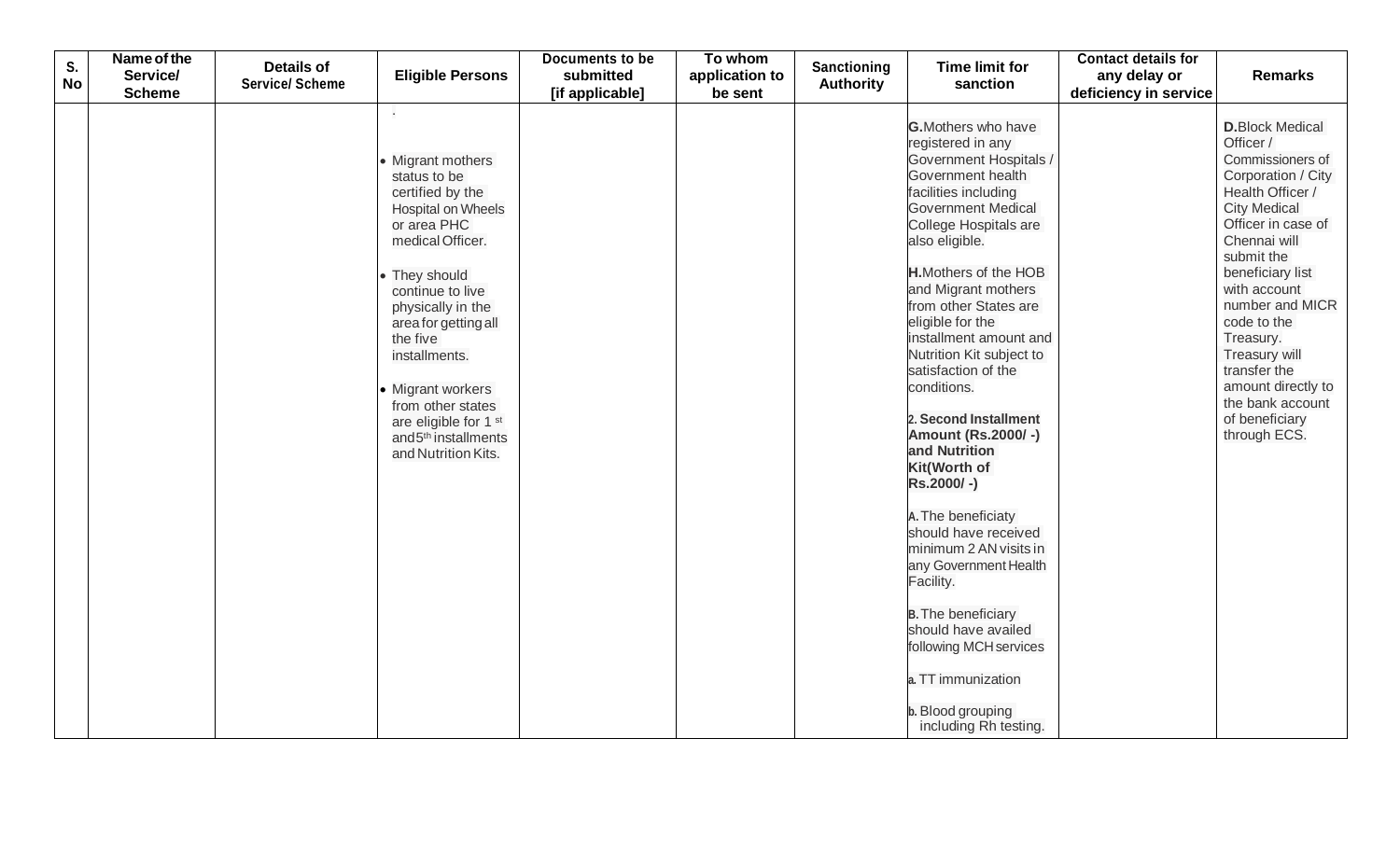| S. No | Name of the Service/ Scheme | Details of Service/ Scheme | Eligible Persons | Documents to be submitted [if applicable] | To whom application to be sent | Sanctioning Authority | Time limit for sanction | Contact details for any delay or deficiency in service | Remarks |
|---|---|---|---|---|---|---|---|---|---|
| | | | . <br>• Migrant mothers status to be certified by the Hospital on Wheels or area PHC medical Officer.<br><br>• They should continue to live physically in the area for getting all the five installments.<br><br>• Migrant workers from other states are eligible for 1[st] and 5[th] installments and Nutrition Kits. | | | | **G.** Mothers who have registered in any Government Hospitals / Government health facilities including Government Medical College Hospitals are also eligible.<br><br>**H.** Mothers of the HOB and Migrant mothers from other States are eligible for the installment amount and Nutrition Kit subject to satisfaction of the conditions.<br><br>**2. Second Installment Amount (Rs.2000/ -) and Nutrition Kit(Worth of Rs.2000/ -)**<br><br>**A.** The beneficiaty should have received minimum 2 AN visits in any Government Health Facility.<br><br>**B.** The beneficiary should have availed following MCH services<br><br>**a.** TT immunization<br><br>**b.** Blood grouping including Rh testing. | | **D.** Block Medical Officer / Commissioners of Corporation / City Health Officer / City Medical Officer in case of Chennai will submit the beneficiary list with account number and MICR code to the Treasury. Treasury will transfer the amount directly to the bank account of beneficiary through ECS. |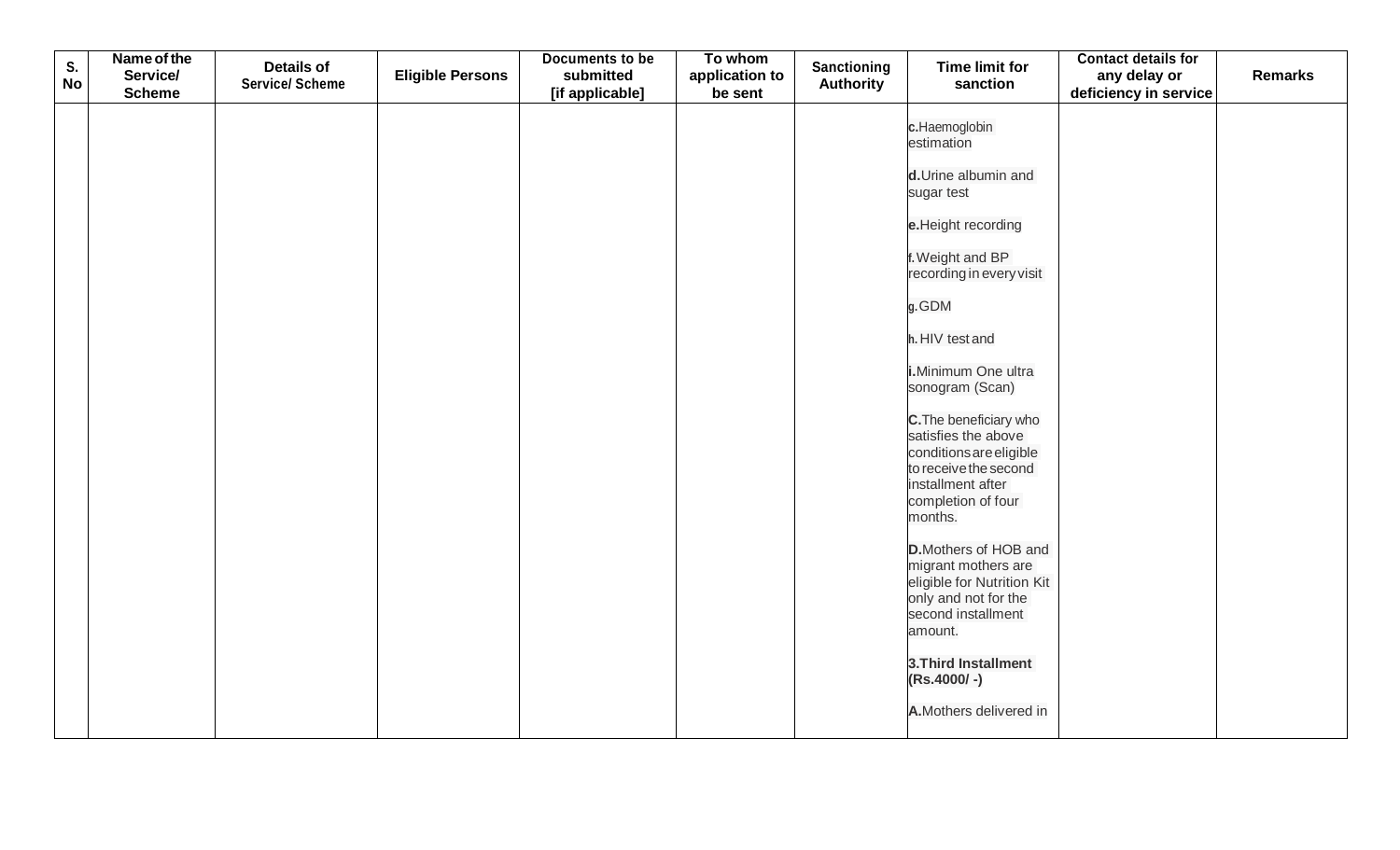| S. No | Name of the Service/ Scheme | Details of Service/ Scheme | Eligible Persons | Documents to be submitted [if applicable] | To whom application to be sent | Sanctioning Authority | Time limit for sanction | Contact details for any delay or deficiency in service | Remarks |
|---|---|---|---|---|---|---|---|---|---|
| | | | | | | | **c.**Haemoglobin estimation<br><br>**d.**Urine albumin and sugar test<br><br>**e.**Height recording<br><br>**f.**Weight and BP recording in every visit<br><br>**g.**GDM<br><br>**h.**HIV test and<br><br>**i.**Minimum One ultra sonogram (Scan)<br><br>**C.**The beneficiary who satisfies the above conditions are eligible to receive the second installment after completion of four months.<br><br>**D.**Mothers of HOB and migrant mothers are eligible for Nutrition Kit only and not for the second installment amount.<br><br>**3.Third Installment (Rs.4000/ -)**<br><br>**A.**Mothers delivered in | | |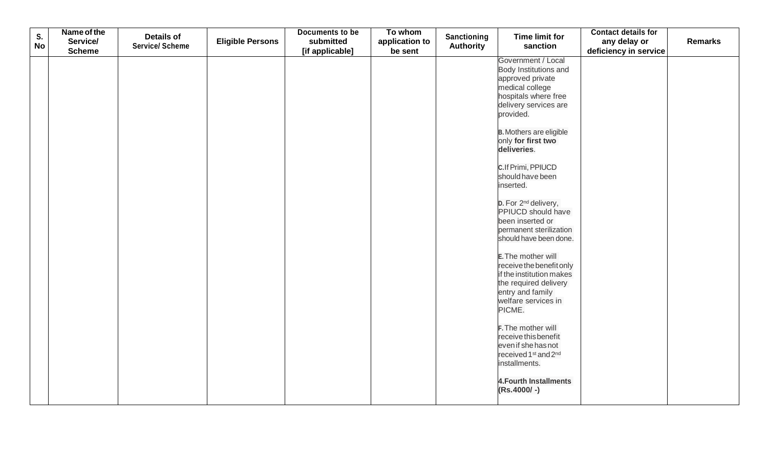| S. No | Name of the Service/ Scheme | Details of Service/ Scheme | Eligible Persons | Documents to be submitted [if applicable] | To whom application to be sent | Sanctioning Authority | Time limit for sanction | Contact details for any delay or deficiency in service | Remarks |
|---|---|---|---|---|---|---|---|---|---|
| | | | | | | | Government / Local Body Institutions and approved private medical college hospitals where free delivery services are provided.<br><br>**B.** Mothers are eligible only **for first two deliveries**.<br><br>**C.** If Primi, PPIUCD should have been inserted.<br><br>**D.** For 2nd delivery, PPIUCD should have been inserted or permanent sterilization should have been done.<br><br>**E.** The mother will receive the benefit only if the institution makes the required delivery entry and family welfare services in PICME.<br><br>**F.** The mother will receive this benefit even if she has not received 1st and 2nd installments.<br><br>**4.Fourth Installments (Rs.4000/ -)** | | |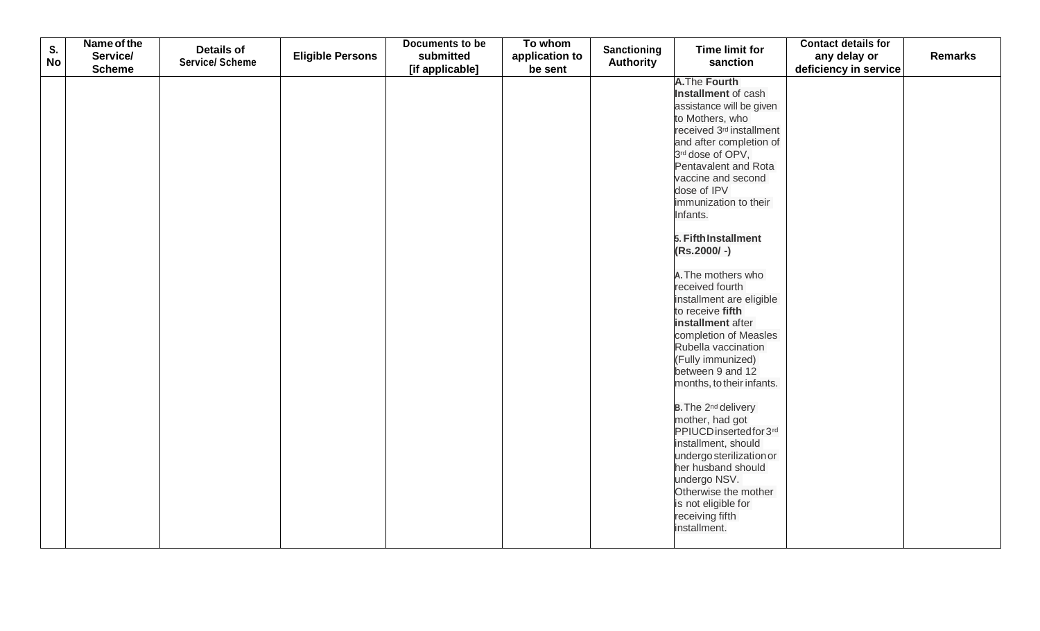| S. No | Name of the Service/ Scheme | Details of Service/ Scheme | Eligible Persons | Documents to be submitted [if applicable] | To whom application to be sent | Sanctioning Authority | Time limit for sanction | Contact details for any delay or deficiency in service | Remarks |
|---|---|---|---|---|---|---|---|---|---|
| | | | | | | | **A.** The **Fourth Installment** of cash assistance will be given to Mothers, who received 3rd installment and after completion of 3rd dose of OPV, Pentavalent and Rota vaccine and second dose of IPV immunization to their Infants.<br><br>**5. Fifth Installment (Rs.2000/ -)**<br><br>**A.** The mothers who received fourth installment are eligible to receive **fifth installment** after completion of Measles Rubella vaccination (Fully immunized) between 9 and 12 months, to their infants.<br><br>**B.** The 2nd delivery mother, had got PPIUCD inserted for 3rd installment, should undergo sterilization or her husband should undergo NSV. Otherwise the mother is not eligible for receiving fifth installment. | | |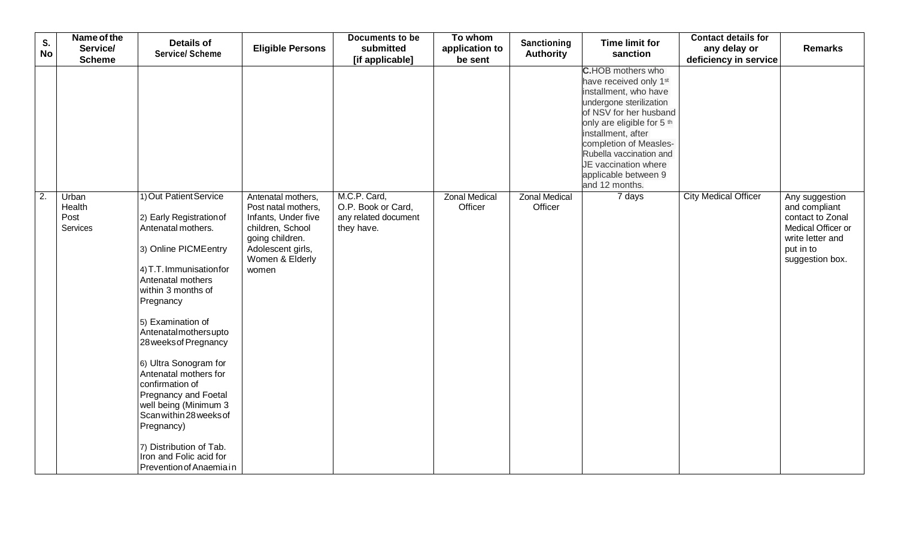| S. No | Name of the Service/ Scheme | Details of Service/ Scheme | Eligible Persons | Documents to be submitted [if applicable] | To whom application to be sent | Sanctioning Authority | Time limit for sanction | Contact details for any delay or deficiency in service | Remarks |
|---|---|---|---|---|---|---|---|---|---|
| | | | | | | | **C.** HOB mothers who have received only 1st installment, who have undergone sterilization of NSV for her husband only are eligible for 5 th installment, after completion of Measles-Rubella vaccination and JE vaccination where applicable between 9 and 12 months. | | |
| 2. | Urban Health Post Services | 1) Out Patient Service<br><br>2) Early Registration of Antenatal mothers.<br><br>3) Online PICME entry<br><br>4) T.T. Immunisation for Antenatal mothers within 3 months of Pregnancy<br><br>5) Examination of Antenatal mothers upto 28 weeks of Pregnancy<br><br>6) Ultra Sonogram for Antenatal mothers for confirmation of Pregnancy and Foetal well being (Minimum 3 Scan within 28 weeks of Pregnancy)<br><br>7) Distribution of Tab. Iron and Folic acid for Prevention of Anaemia in | Antenatal mothers, Post natal mothers, Infants, Under five children, School going children. Adolescent girls, Women & Elderly women | M.C.P. Card, O.P. Book or Card, any related document they have. | Zonal Medical Officer | Zonal Medical Officer | 7 days | City Medical Officer | Any suggestion and compliant contact to Zonal Medical Officer or write letter and put in to suggestion box. |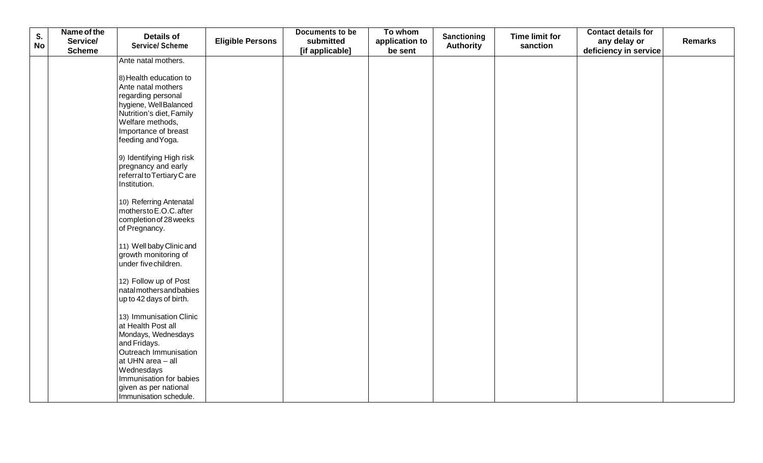| S. No | Name of the Service/ Scheme | Details of Service/ Scheme | Eligible Persons | Documents to be submitted [if applicable] | To whom application to be sent | Sanctioning Authority | Time limit for sanction | Contact details for any delay or deficiency in service | Remarks |
|---|---|---|---|---|---|---|---|---|---|
| | | Ante natal mothers.<br><br>8) Health education to Ante natal mothers regarding personal hygiene, Well Balanced Nutrition's diet, Family Welfare methods, Importance of breast feeding and Yoga.<br><br>9) Identifying High risk pregnancy and early referral to Tertiary Care Institution.<br><br>10) Referring Antenatal mothers to E.O.C. after completion of 28 weeks of Pregnancy.<br><br>11) Well baby Clinic and growth monitoring of under five children.<br><br>12) Follow up of Post natal mothers and babies up to 42 days of birth.<br><br>13) Immunisation Clinic at Health Post all Mondays, Wednesdays and Fridays.<br>Outreach Immunisation at UHN area – all Wednesdays<br>Immunisation for babies given as per national Immunisation schedule. | | | | | | | |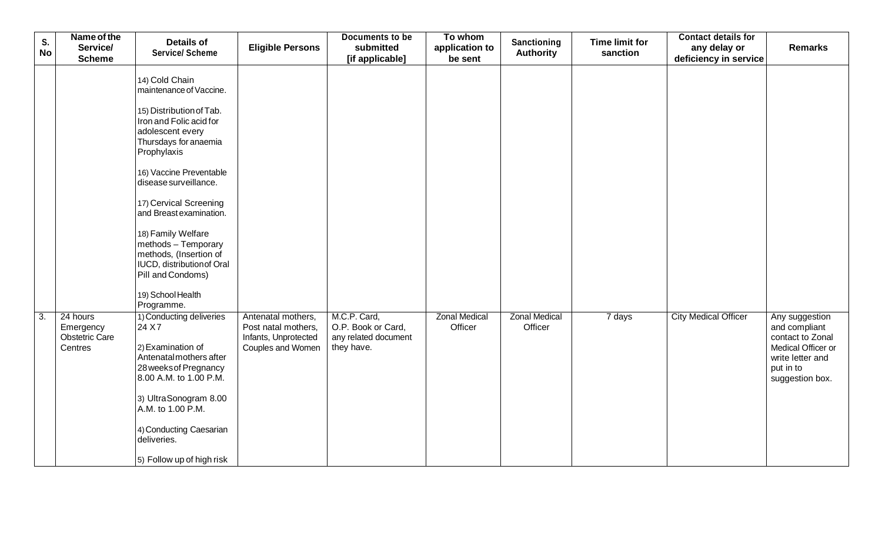| S. No | Name of the Service/ Scheme | Details of Service/ Scheme | Eligible Persons | Documents to be submitted [if applicable] | To whom application to be sent | Sanctioning Authority | Time limit for sanction | Contact details for any delay or deficiency in service | Remarks |
|---|---|---|---|---|---|---|---|---|---|
| | | 14) Cold Chain maintenance of Vaccine.<br><br>15) Distribution of Tab. Iron and Folic acid for adolescent every Thursdays for anaemia Prophylaxis<br><br>16) Vaccine Preventable disease surveillance.<br><br>17) Cervical Screening and Breast examination.<br><br>18) Family Welfare methods – Temporary methods, (Insertion of IUCD, distribution of Oral Pill and Condoms)<br><br>19) School Health Programme. | | | | | | | |
| 3. | 24 hours Emergency Obstetric Care Centres | 1) Conducting deliveries 24 X 7<br><br>2) Examination of Antenatal mothers after 28 weeks of Pregnancy 8.00 A.M. to 1.00 P.M.<br><br>3) Ultra Sonogram 8.00 A.M. to 1.00 P.M.<br><br>4) Conducting Caesarian deliveries.<br><br>5) Follow up of high risk | Antenatal mothers, Post natal mothers, Infants, Unprotected Couples and Women | M.C.P. Card, O.P. Book or Card, any related document they have. | Zonal Medical Officer | Zonal Medical Officer | 7 days | City Medical Officer | Any suggestion and compliant contact to Zonal Medical Officer or write letter and put in to suggestion box. |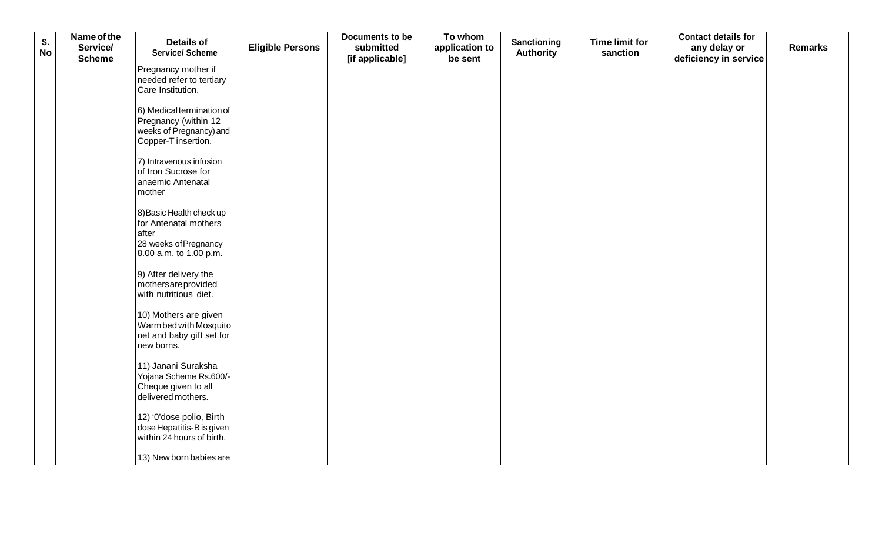| S. No | Name of the Service/ Scheme | Details of Service/ Scheme | Eligible Persons | Documents to be submitted [if applicable] | To whom application to be sent | Sanctioning Authority | Time limit for sanction | Contact details for any delay or deficiency in service | Remarks |
|---|---|---|---|---|---|---|---|---|---|
| | | Pregnancy mother if needed refer to tertiary Care Institution.<br><br>6) Medical termination of Pregnancy (within 12 weeks of Pregnancy) and Copper-T insertion.<br><br>7) Intravenous infusion of Iron Sucrose for anaemic Antenatal mother<br><br>8) Basic Health check up for Antenatal mothers after 28 weeks of Pregnancy 8.00 a.m. to 1.00 p.m.<br><br>9) After delivery the mothers are provided with nutritious diet.<br><br>10) Mothers are given Warm bed with Mosquito net and baby gift set for new borns.<br><br>11) Janani Suraksha Yojana Scheme Rs.600/- Cheque given to all delivered mothers.<br><br>12) '0'dose polio, Birth dose Hepatitis-B is given within 24 hours of birth.<br><br>13) New born babies are | | | | | | | |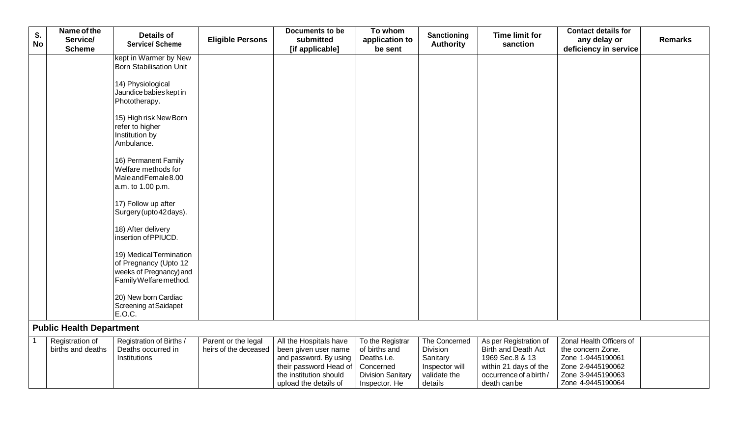| S. No | Name of the Service/ Scheme | Details of Service/ Scheme | Eligible Persons | Documents to be submitted [if applicable] | To whom application to be sent | Sanctioning Authority | Time limit for sanction | Contact details for any delay or deficiency in service | Remarks |
|---|---|---|---|---|---|---|---|---|---|
| | | kept in Warmer by New Born Stabilisation Unit<br><br>14) Physiological Jaundice babies kept in Phototherapy.<br><br>15) High risk New Born refer to higher Institution by Ambulance.<br><br>16) Permanent Family Welfare methods for Male and Female 8.00 a.m. to 1.00 p.m.<br><br>17) Follow up after Surgery (upto 42 days).<br><br>18) After delivery insertion of PPIUCD.<br><br>19) Medical Termination of Pregnancy (Upto 12 weeks of Pregnancy) and Family Welfare method.<br><br>20) New born Cardiac Screening at Saidapet E.O.C. | | | | | | | |
| **Public Health Department** | | | | | | | | | |
| 1 | Registration of births and deaths | Registration of Births / Deaths occurred in Institutions | Parent or the legal heirs of the deceased | All the Hospitals have been given user name and password. By using their password Head of the institution should upload the details of | To the Registrar of births and Deaths i.e. Concerned Division Sanitary Inspector. He | The Concerned Division Sanitary Inspector will validate the details | As per Registration of Birth and Death Act 1969 Sec.8 & 13 within 21 days of the occurrence of a birth / death can be | Zonal Health Officers of the concern Zone.<br>Zone 1-9445190061<br>Zone 2-9445190062<br>Zone 3-9445190063<br>Zone 4-9445190064 | |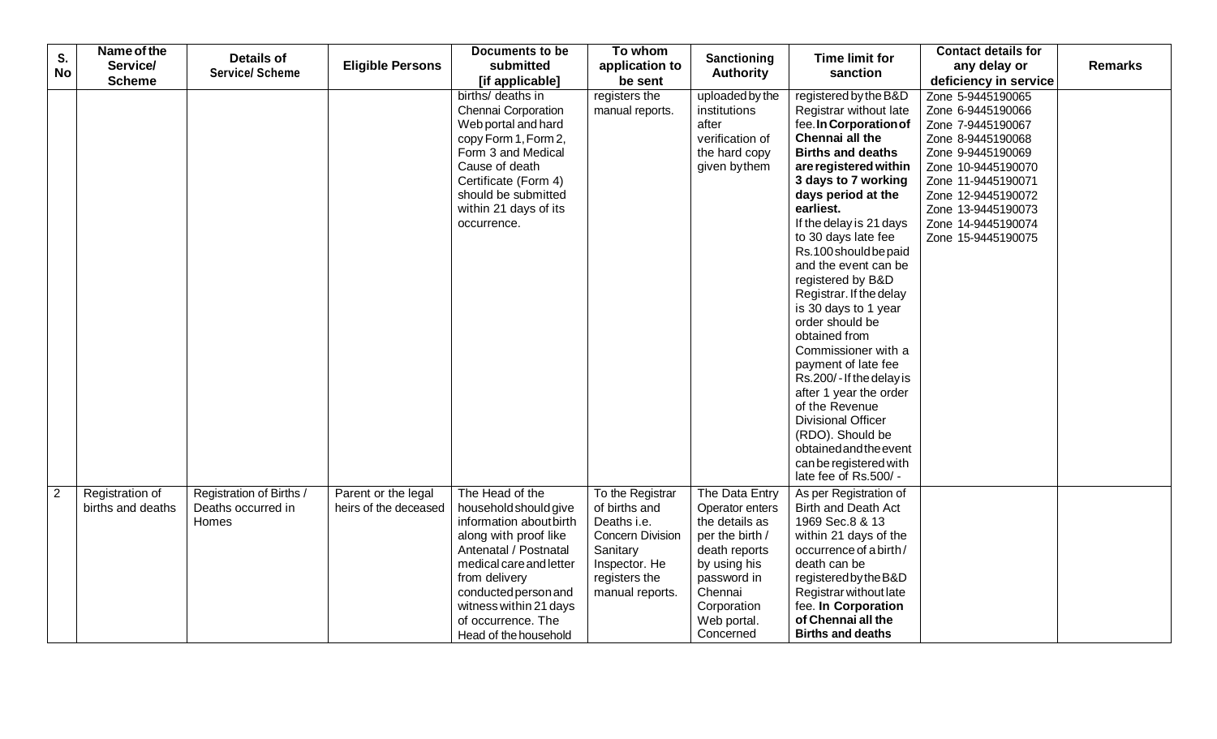| S. No | Name of the Service/ Scheme | Details of Service/ Scheme | Eligible Persons | Documents to be submitted [if applicable] | To whom application to be sent | Sanctioning Authority | Time limit for sanction | Contact details for any delay or deficiency in service | Remarks |
|---|---|---|---|---|---|---|---|---|---|
| | | | | births/ deaths in Chennai Corporation Web portal and hard copy Form 1, Form 2, Form 3 and Medical Cause of death Certificate (Form 4) should be submitted within 21 days of its occurrence. | registers the manual reports. | uploaded by the institutions after verification of the hard copy given by them | registered by the B&D Registrar without late fee. **In Corporation of Chennai all the Births and deaths are registered within 3 days to 7 working days period at the earliest.** If the delay is 21 days to 30 days late fee Rs.100 should be paid and the event can be registered by B&D Registrar. If the delay is 30 days to 1 year order should be obtained from Commissioner with a payment of late fee Rs.200/- If the delay is after 1 year the order of the Revenue Divisional Officer (RDO). Should be obtained and the event can be registered with late fee of Rs.500/ - | Zone 5-9445190065<br>Zone 6-9445190066<br>Zone 7-9445190067<br>Zone 8-9445190068<br>Zone 9-9445190069<br>Zone 10-9445190070<br>Zone 11-9445190071<br>Zone 12-9445190072<br>Zone 13-9445190073<br>Zone 14-9445190074<br>Zone 15-9445190075 | |
| 2 | Registration of births and deaths | Registration of Births / Deaths occurred in Homes | Parent or the legal heirs of the deceased | The Head of the household should give information about birth along with proof like Antenatal / Postnatal medical care and letter from delivery conducted person and witness within 21 days of occurrence. The Head of the household | To the Registrar of births and Deaths i.e. Concern Division Sanitary Inspector. He registers the manual reports. | The Data Entry Operator enters the details as per the birth / death reports by using his password in Chennai Corporation Web portal. Concerned | As per Registration of Birth and Death Act 1969 Sec.8 & 13 within 21 days of the occurrence of a birth / death can be registered by the B&D Registrar without late fee. **In Corporation of Chennai all the Births and deaths** | | |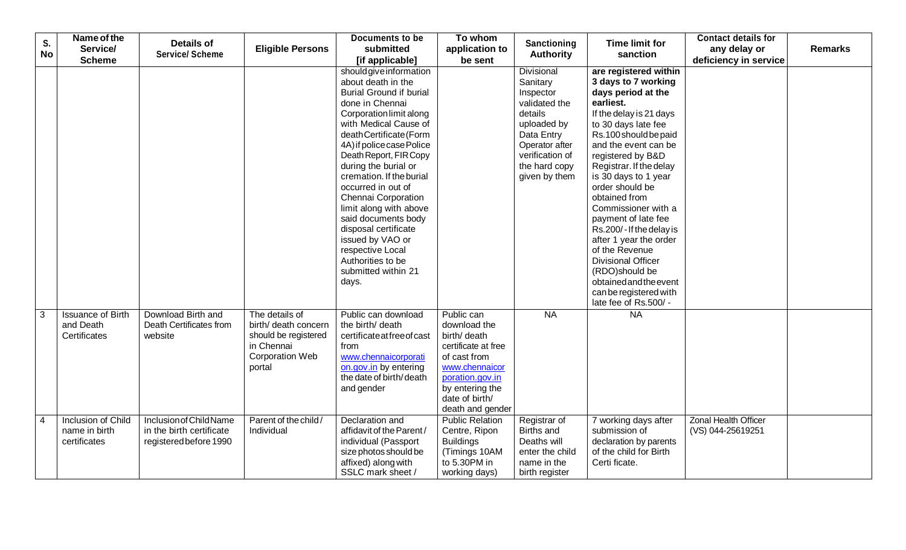| S. No | Name of the Service/ Scheme | Details of Service/ Scheme | Eligible Persons | Documents to be submitted [if applicable] | To whom application to be sent | Sanctioning Authority | Time limit for sanction | Contact details for any delay or deficiency in service | Remarks |
|---|---|---|---|---|---|---|---|---|---|
| | | | | should give information about death in the Burial Ground if burial done in Chennai Corporation limit along with Medical Cause of death Certificate (Form 4A) if police case Police Death Report, FIR Copy during the burial or cremation. If the burial occurred in out of Chennai Corporation limit along with above said documents body disposal certificate issued by VAO or respective Local Authorities to be submitted within 21 days. | | Divisional Sanitary Inspector validated the details uploaded by Data Entry Operator after verification of the hard copy given by them | **are registered within 3 days to 7 working days period at the earliest.** If the delay is 21 days to 30 days late fee Rs.100 should be paid and the event can be registered by B&D Registrar. If the delay is 30 days to 1 year order should be obtained from Commissioner with a payment of late fee Rs.200/- If the delay is after 1 year the order of the Revenue Divisional Officer (RDO) should be obtained and the event can be registered with late fee of Rs.500/- | | |
| 3 | Issuance of Birth and Death Certificates | Download Birth and Death Certificates from website | The details of birth/ death concern should be registered in Chennai Corporation Web portal | Public can download the birth/ death certificate at free of cast from www.chennaicorporation.gov.in by entering the date of birth/ death and gender | Public can download the birth/ death certificate at free of cast from www.chennaicorporation.gov.in by entering the date of birth/ death and gender | NA | NA | | |
| 4 | Inclusion of Child name in birth certificates | Inclusion of Child Name in the birth certificate registered before 1990 | Parent of the child / Individual | Declaration and affidavit of the Parent / individual (Passport size photos should be affixed) along with SSLC mark sheet / | Public Relation Centre, Ripon Buildings (Timings 10AM to 5.30PM in working days) | Registrar of Births and Deaths will enter the child name in the birth register | 7 working days after submission of declaration by parents of the child for Birth Certi ficate. | Zonal Health Officer (VS) 044-25619251 | |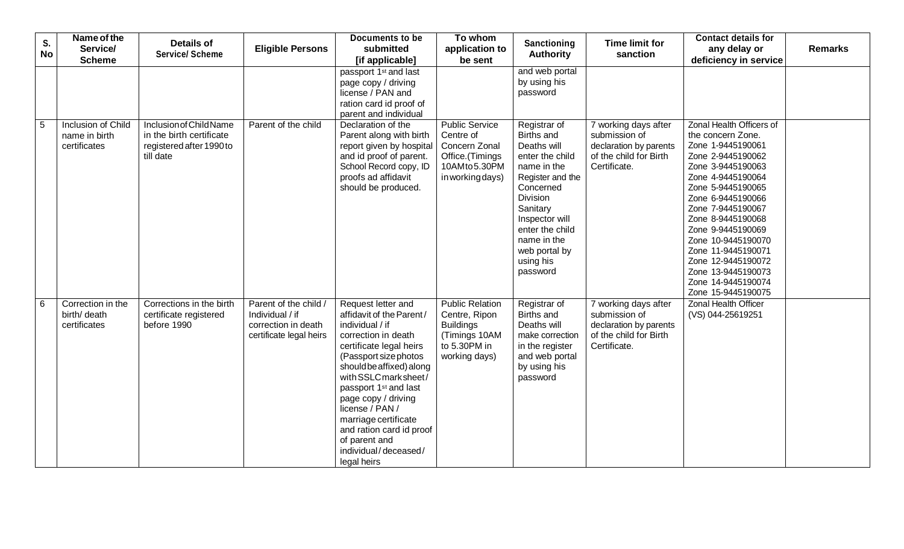| S. No | Name of the Service/ Scheme | Details of Service/ Scheme | Eligible Persons | Documents to be submitted [if applicable] | To whom application to be sent | Sanctioning Authority | Time limit for sanction | Contact details for any delay or deficiency in service | Remarks |
|---|---|---|---|---|---|---|---|---|---|
| | | | | passport 1st and last page copy / driving license / PAN and ration card id proof of parent and individual | | and web portal by using his password | | | |
| 5 | Inclusion of Child name in birth certificates | Inclusion of Child Name in the birth certificate registered after 1990 to till date | Parent of the child | Declaration of the Parent along with birth report given by hospital and id proof of parent. School Record copy, ID proofs ad affidavit should be produced. | Public Service Centre of Concern Zonal Office.(Timings 10AM to 5.30PM in working days) | Registrar of Births and Deaths will enter the child name in the Register and the Concerned Division Sanitary Inspector will enter the child name in the web portal by using his password | 7 working days after submission of declaration by parents of the child for Birth Certificate. | Zonal Health Officers of the concern Zone. Zone 1-9445190061 Zone 2-9445190062 Zone 3-9445190063 Zone 4-9445190064 Zone 5-9445190065 Zone 6-9445190066 Zone 7-9445190067 Zone 8-9445190068 Zone 9-9445190069 Zone 10-9445190070 Zone 11-9445190071 Zone 12-9445190072 Zone 13-9445190073 Zone 14-9445190074 Zone 15-9445190075 | |
| 6 | Correction in the birth/ death certificates | Corrections in the birth certificate registered before 1990 | Parent of the child / Individual / if correction in death certificate legal heirs | Request letter and affidavit of the Parent / individual / if correction in death certificate legal heirs (Passport size photos should be affixed) along with SSLC mark sheet / passport 1st and last page copy / driving license / PAN / marriage certificate and ration card id proof of parent and individual / deceased / legal heirs | Public Relation Centre, Ripon Buildings (Timings 10AM to 5.30PM in working days) | Registrar of Births and Deaths will make correction in the register and web portal by using his password | 7 working days after submission of declaration by parents of the child for Birth Certificate. | Zonal Health Officer (VS) 044-25619251 | |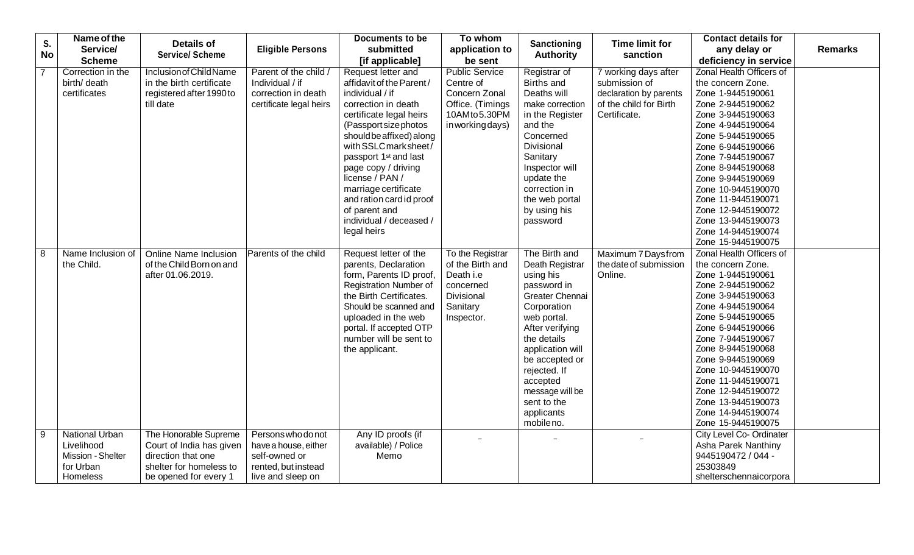| S. No | Name of the Service/ Scheme | Details of Service/ Scheme | Eligible Persons | Documents to be submitted [if applicable] | To whom application to be sent | Sanctioning Authority | Time limit for sanction | Contact details for any delay or deficiency in service | Remarks |
|---|---|---|---|---|---|---|---|---|---|
| 7 | Correction in the birth/ death certificates | Inclusion of Child Name in the birth certificate registered after 1990 to till date | Parent of the child / Individual / if correction in death certificate legal heirs | Request letter and affidavit of the Parent / individual / if correction in death certificate legal heirs (Passport size photos should be affixed) along with SSLC mark sheet / passport 1st and last page copy / driving license / PAN / marriage certificate and ration card id proof of parent and individual / deceased / legal heirs | Public Service Centre of Concern Zonal Office. (Timings 10AM to 5.30PM in working days) | Registrar of Births and Deaths will make correction in the Register and the Concerned Divisional Sanitary Inspector will update the correction in the web portal by using his password | 7 working days after submission of declaration by parents of the child for Birth Certificate. | Zonal Health Officers of the concern Zone. Zone 1-9445190061 Zone 2-9445190062 Zone 3-9445190063 Zone 4-9445190064 Zone 5-9445190065 Zone 6-9445190066 Zone 7-9445190067 Zone 8-9445190068 Zone 9-9445190069 Zone 10-9445190070 Zone 11-9445190071 Zone 12-9445190072 Zone 13-9445190073 Zone 14-9445190074 Zone 15-9445190075 | |
| 8 | Name Inclusion of the Child. | Online Name Inclusion of the Child Born on and after 01.06.2019. | Parents of the child | Request letter of the parents, Declaration form, Parents ID proof, Registration Number of the Birth Certificates. Should be scanned and uploaded in the web portal. If accepted OTP number will be sent to the applicant. | To the Registrar of the Birth and Death i.e concerned Divisional Sanitary Inspector. | The Birth and Death Registrar using his password in Greater Chennai Corporation web portal. After verifying the details application will be accepted or rejected. If accepted message will be sent to the applicants mobile no. | Maximum 7 Days from the date of submission Online. | Zonal Health Officers of the concern Zone. Zone 1-9445190061 Zone 2-9445190062 Zone 3-9445190063 Zone 4-9445190064 Zone 5-9445190065 Zone 6-9445190066 Zone 7-9445190067 Zone 8-9445190068 Zone 9-9445190069 Zone 10-9445190070 Zone 11-9445190071 Zone 12-9445190072 Zone 13-9445190073 Zone 14-9445190074 Zone 15-9445190075 | |
| 9 | National Urban Livelihood Mission - Shelter for Urban Homeless | The Honorable Supreme Court of India has given direction that one shelter for homeless to be opened for every 1 | Persons who do not have a house, either self-owned or rented, but instead live and sleep on | Any ID proofs (if available) / Police Memo | - | - | - | City Level Co- Ordinater Asha Parek Nanthiny 9445190472 / 044 - 25303849 shelterschennaicorpora | |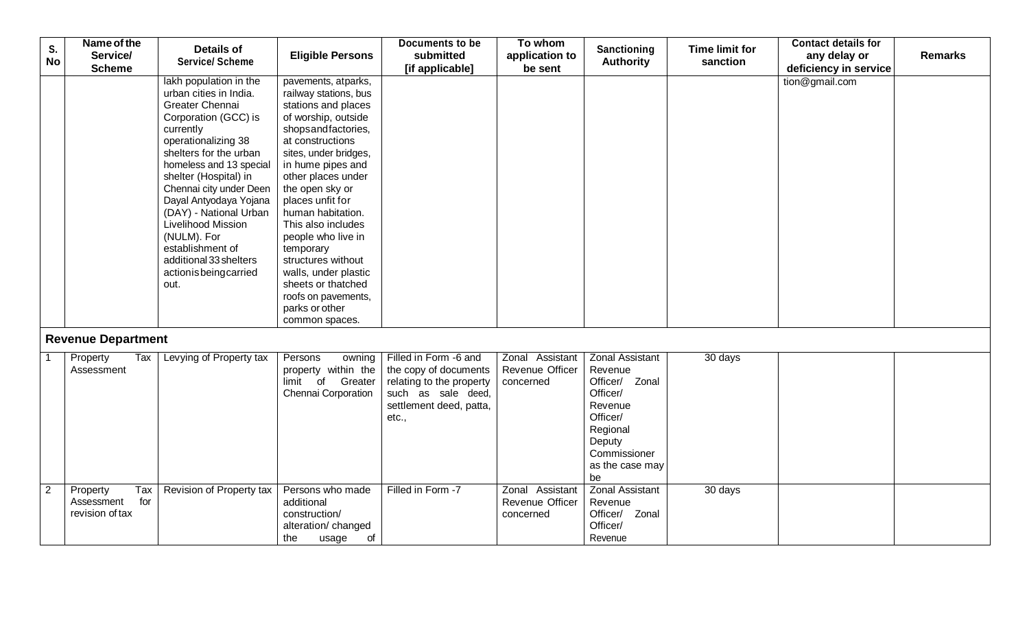| S. No | Name of the Service/ Scheme | Details of Service/ Scheme | Eligible Persons | Documents to be submitted [if applicable] | To whom application to be sent | Sanctioning Authority | Time limit for sanction | Contact details for any delay or deficiency in service | Remarks |
|---|---|---|---|---|---|---|---|---|---|
| | | lakh population in the urban cities in India. Greater Chennai Corporation (GCC) is currently operationalizing 38 shelters for the urban homeless and 13 special shelter (Hospital) in Chennai city under Deen Dayal Antyodaya Yojana (DAY) - National Urban Livelihood Mission (NULM). For establishment of additional 33 shelters action is being carried out. | pavements, at parks, railway stations, bus stations and places of worship, outside shops and factories, at constructions sites, under bridges, in hume pipes and other places under the open sky or places unfit for human habitation. This also includes people who live in temporary structures without walls, under plastic sheets or thatched roofs on pavements, parks or other common spaces. | | | | | tion@gmail.com | |
| **Revenue Department** | | | | | | | | | |
| 1 | Property Tax Assessment | Levying of Property tax | Persons owning property within the limit of Greater Chennai Corporation | Filled in Form -6 and the copy of documents relating to the property such as sale deed, settlement deed, patta, etc., | Zonal Assistant Revenue Officer concerned | Zonal Assistant Revenue Officer/ Zonal Officer/ Revenue Officer/ Regional Deputy Commissioner as the case may be | 30 days | | |
| 2 | Property Tax Assessment for revision of tax | Revision of Property tax | Persons who made additional construction/ alteration/ changed the usage of | Filled in Form -7 | Zonal Assistant Revenue Officer concerned | Zonal Assistant Revenue Officer/ Zonal Officer/ Revenue | 30 days | | |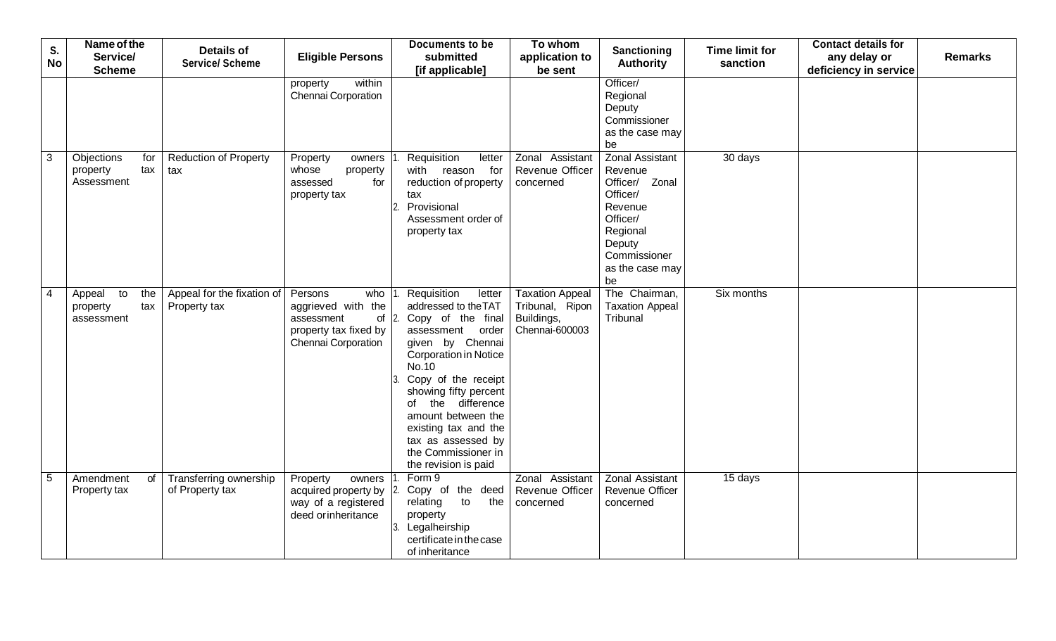| S. No | Name of the Service/ Scheme | Details of Service/ Scheme | Eligible Persons | Documents to be submitted [if applicable] | To whom application to be sent | Sanctioning Authority | Time limit for sanction | Contact details for any delay or deficiency in service | Remarks |
|---|---|---|---|---|---|---|---|---|---|
| | | | property within Chennai Corporation | | | Officer/ Regional Deputy Commissioner as the case may be | | | |
| 3 | Objections for property tax Assessment | Reduction of Property tax | Property owners whose property assessed for property tax | 1. Requisition letter with reason for reduction of property tax<br>2. Provisional Assessment order of property tax | Zonal Assistant Revenue Officer concerned | Zonal Assistant Revenue Officer/ Zonal Officer/ Revenue Officer/ Regional Deputy Commissioner as the case may be | 30 days | | |
| 4 | Appeal to the property tax assessment | Appeal for the fixation of Property tax | Persons who aggrieved with the assessment of property tax fixed by Chennai Corporation | 1. Requisition letter addressed to the TAT<br>2. Copy of the final assessment order given by Chennai Corporation in Notice No.10<br>3. Copy of the receipt showing fifty percent of the difference amount between the existing tax and the tax as assessed by the Commissioner in the revision is paid | Taxation Appeal Tribunal, Ripon Buildings, Chennai-600003 | The Chairman, Taxation Appeal Tribunal | Six months | | |
| 5 | Amendment of Property tax | Transferring ownership of Property tax | Property owners acquired property by way of a registered deed or inheritance | 1. Form 9<br>2. Copy of the deed relating to the property<br>3. Legalheirship certificate in the case of inheritance | Zonal Assistant Revenue Officer concerned | Zonal Assistant Revenue Officer concerned | 15 days | | |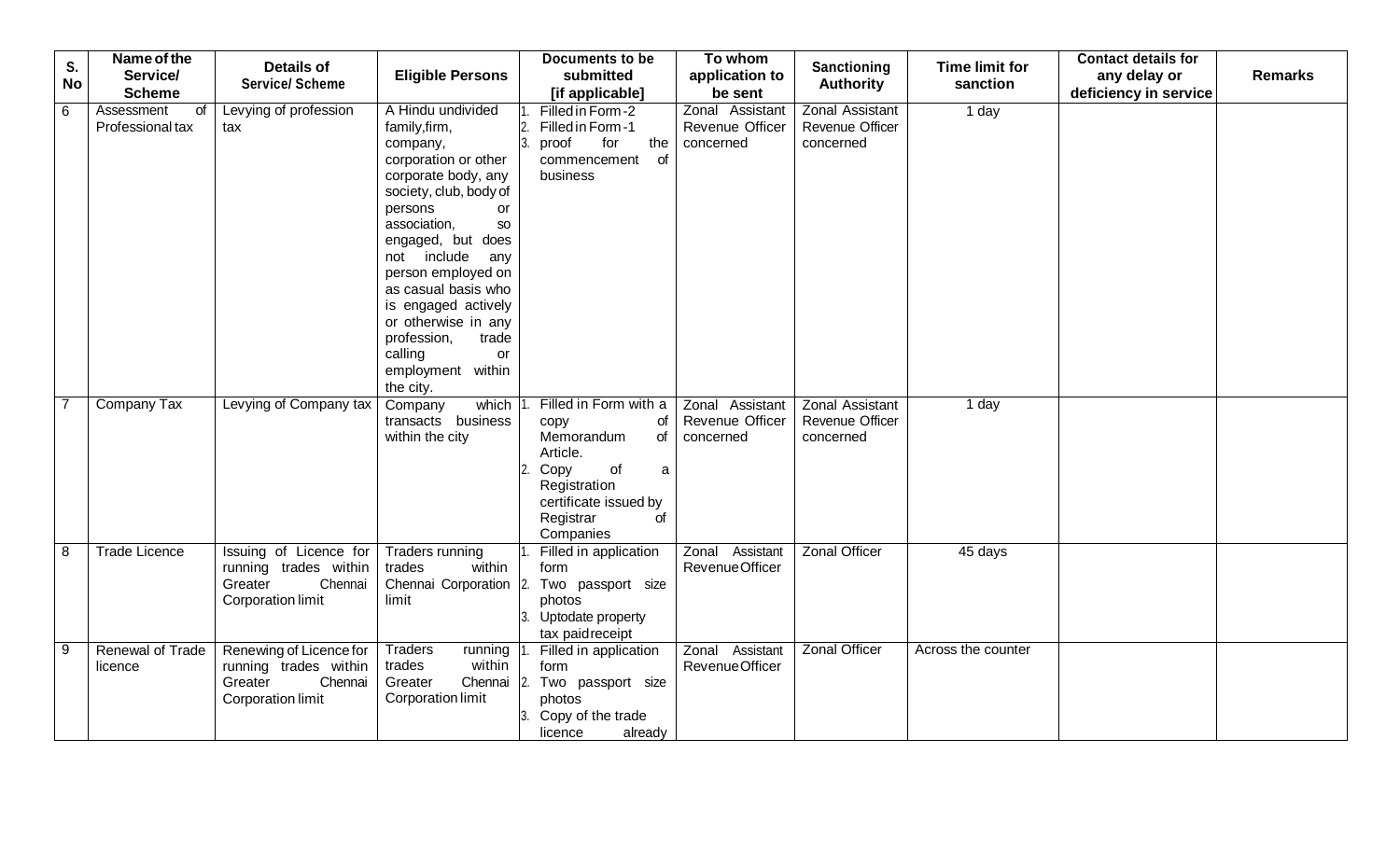| S. No | Name of the Service/ Scheme | Details of Service/ Scheme | Eligible Persons | Documents to be submitted [if applicable] | To whom application to be sent | Sanctioning Authority | Time limit for sanction | Contact details for any delay or deficiency in service | Remarks |
|---|---|---|---|---|---|---|---|---|---|
| 6 | Assessment of Professional tax | Levying of profession tax | A Hindu undivided family,firm, company, corporation or other corporate body, any society, club, body of persons or association, so engaged, but does not include any person employed on as casual basis who is engaged actively or otherwise in any profession, trade calling or employment within the city. | 1. Filled in Form-2<br>2. Filled in Form-1<br>3. proof for the commencement of business | Zonal Assistant Revenue Officer concerned | Zonal Assistant Revenue Officer concerned | 1 day | | |
| 7 | Company Tax | Levying of Company tax | Company which transacts business within the city | 1. Filled in Form with a copy of Memorandum of Article.<br>2. Copy of a Registration certificate issued by Registrar of Companies | Zonal Assistant Revenue Officer concerned | Zonal Assistant Revenue Officer concerned | 1 day | | |
| 8 | Trade Licence | Issuing of Licence for running trades within Greater Chennai Corporation limit | Traders running trades within Chennai Corporation limit | 1. Filled in application form<br>2. Two passport size photos<br>3. Uptodate property tax paidreceipt | Zonal Assistant RevenueOfficer | Zonal Officer | 45 days | | |
| 9 | Renewal of Trade licence | Renewing of Licence for running trades within Greater Chennai Corporation limit | Traders running trades within Greater Chennai Corporation limit | 1. Filled in application form<br>2. Two passport size photos<br>3. Copy of the trade licence already | Zonal Assistant RevenueOfficer | Zonal Officer | Across the counter | | |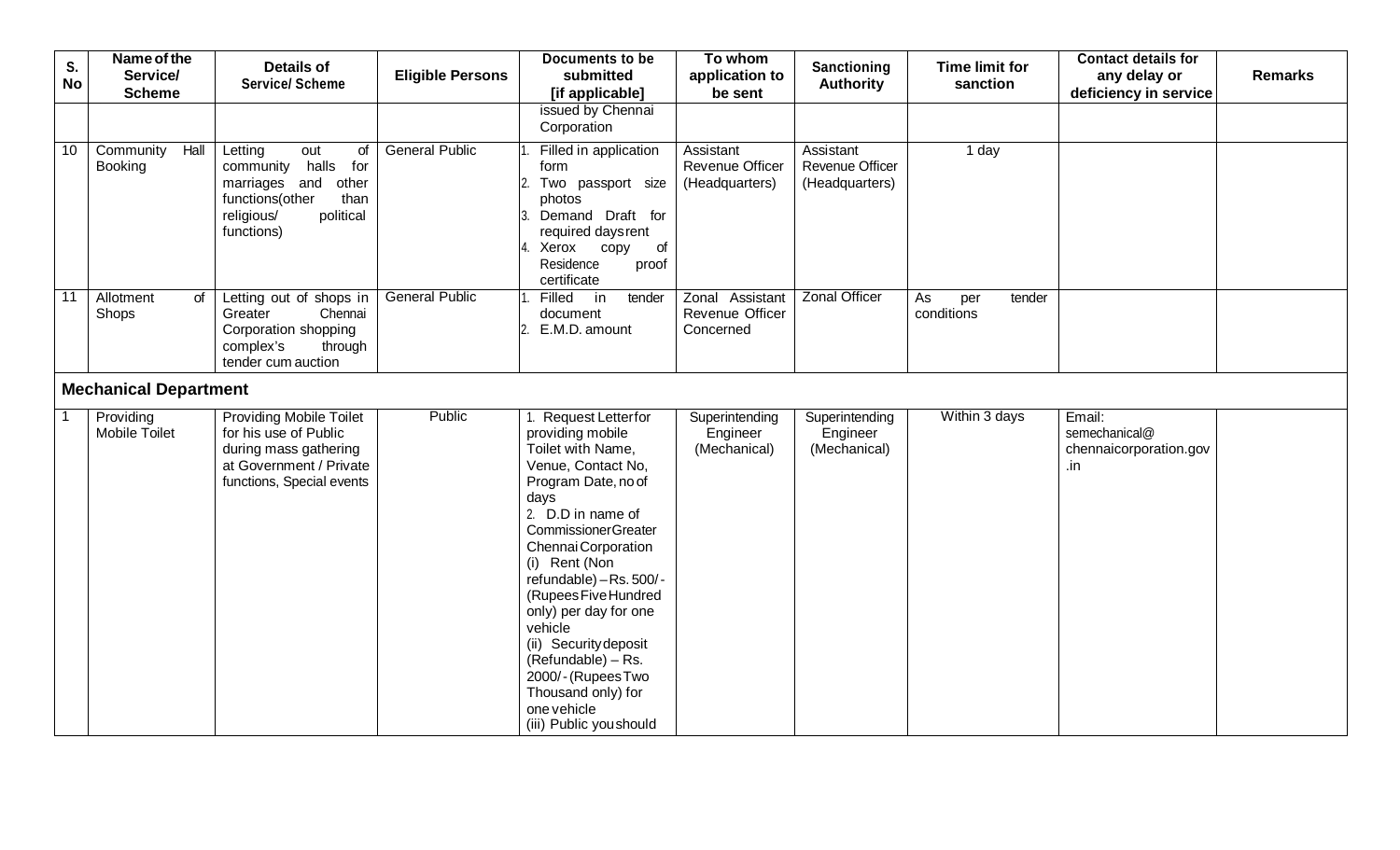| S. No | Name of the Service/ Scheme | Details of Service/ Scheme | Eligible Persons | Documents to be submitted [if applicable] | To whom application to be sent | Sanctioning Authority | Time limit for sanction | Contact details for any delay or deficiency in service | Remarks |
|---|---|---|---|---|---|---|---|---|---|
| | | | | issued by Chennai Corporation | | | | | |
| 10 | Community Hall Booking | Letting out of community halls for marriages and other functions(other than religious/ political functions) | General Public | 1. Filled in application form<br>2. Two passport size photos<br>3. Demand Draft for required days rent<br>4. Xerox copy of Residence proof certificate | Assistant Revenue Officer (Headquarters) | Assistant Revenue Officer (Headquarters) | 1 day | | |
| 11 | Allotment of Shops | Letting out of shops in Greater Chennai Corporation shopping complex's through tender cum auction | General Public | 1. Filled in tender document<br>2. E.M.D. amount | Zonal Assistant Revenue Officer Concerned | Zonal Officer | As per tender conditions | | |
| **Mechanical Department** | | | | | | | | | |
| 1 | Providing Mobile Toilet | Providing Mobile Toilet for his use of Public during mass gathering at Government / Private functions, Special events | Public | 1. Request Letter for providing mobile Toilet with Name, Venue, Contact No, Program Date, no of days<br>2. D.D in name of Commissioner Greater Chennai Corporation<br>(i) Rent (Non refundable) – Rs. 500/- (Rupees Five Hundred only) per day for one vehicle<br>(ii) Security deposit (Refundable) – Rs. 2000/- (Rupees Two Thousand only) for one vehicle<br>(iii) Public you should | Superintending Engineer (Mechanical) | Superintending Engineer (Mechanical) | Within 3 days | Email: semechanical@chennaicorporation.gov.in | |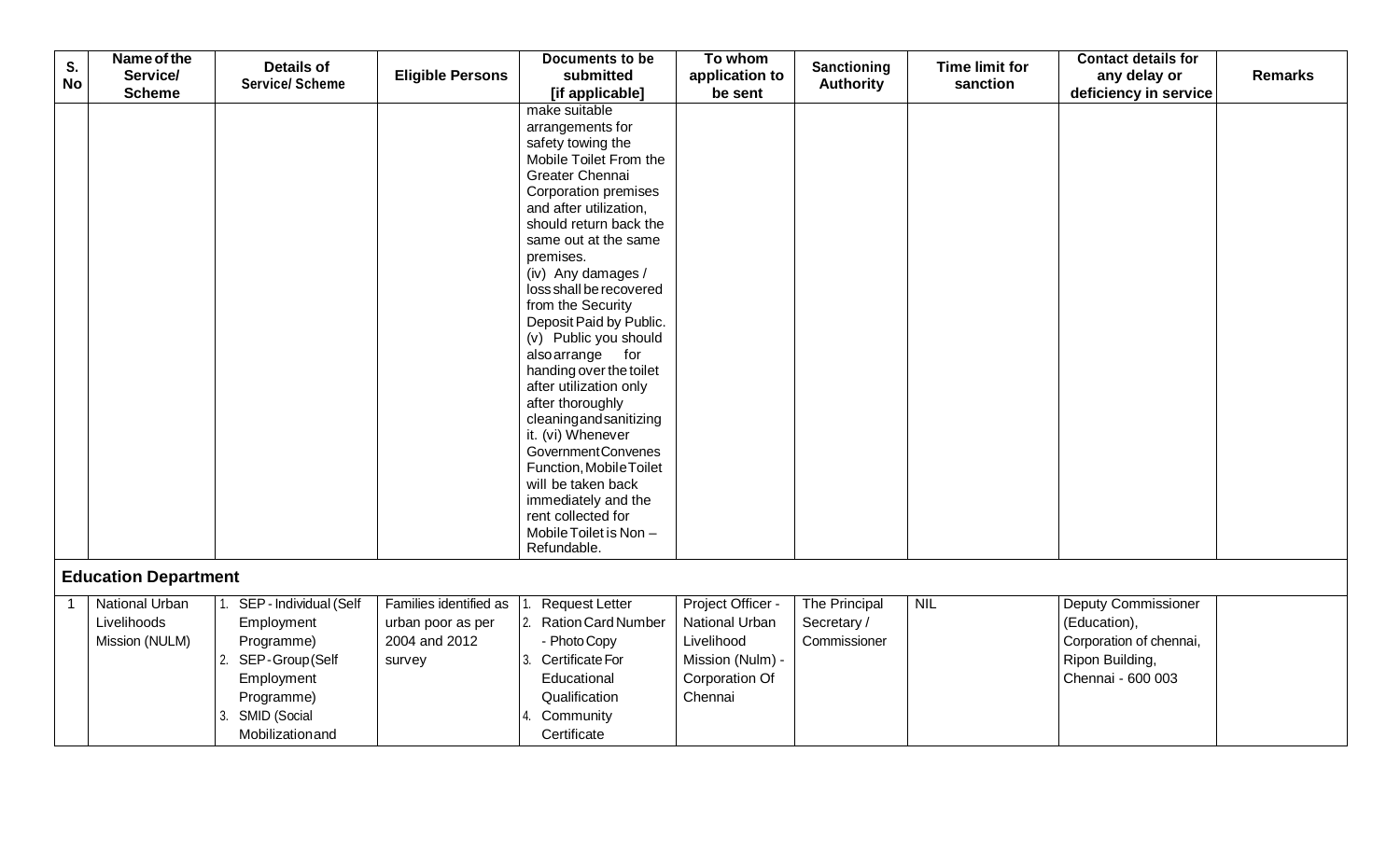| S. No | Name of the Service/ Scheme | Details of Service/ Scheme | Eligible Persons | Documents to be submitted [if applicable] | To whom application to be sent | Sanctioning Authority | Time limit for sanction | Contact details for any delay or deficiency in service | Remarks |
|---|---|---|---|---|---|---|---|---|---|
| | | | | make suitable arrangements for safety towing the Mobile Toilet From the Greater Chennai Corporation premises and after utilization, should return back the same out at the same premises. (iv) Any damages / loss shall be recovered from the Security Deposit Paid by Public. (v) Public you should also arrange for handing over the toilet after utilization only after thoroughly cleaning and sanitizing it. (vi) Whenever Government Convenes Function, Mobile Toilet will be taken back immediately and the rent collected for Mobile Toilet is Non – Refundable. | | | | | |
| **Education Department** | | | | | | | | | |
| 1 | National Urban Livelihoods Mission (NULM) | 1. SEP - Individual (Self Employment Programme) 2. SEP - Group (Self Employment Programme) 3. SMID (Social Mobilization and | Families identified as urban poor as per 2004 and 2012 survey | 1. Request Letter 2. Ration Card Number - Photo Copy 3. Certificate For Educational Qualification 4. Community Certificate | Project Officer - National Urban Livelihood Mission (Nulm) - Corporation Of Chennai | The Principal Secretary / Commissioner | NIL | Deputy Commissioner (Education), Corporation of chennai, Ripon Building, Chennai - 600 003 | |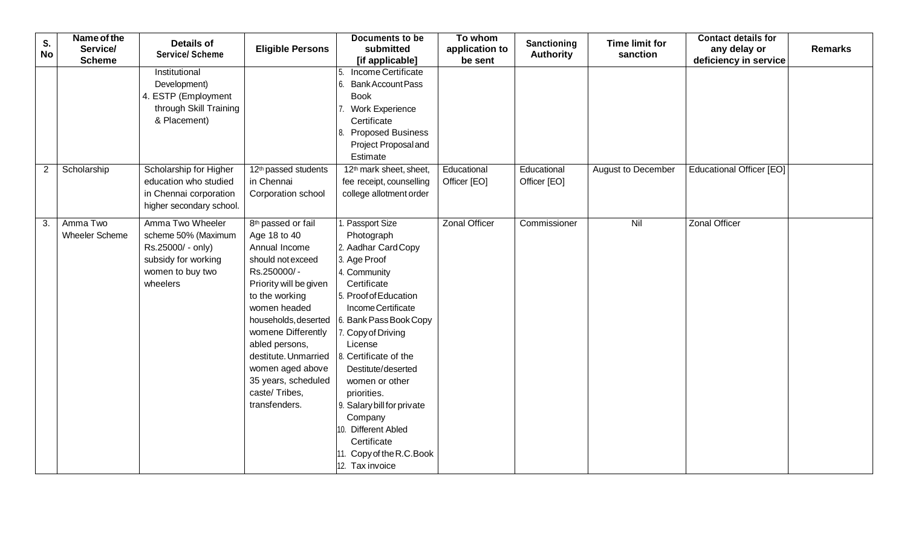| S. No | Name of the Service/ Scheme | Details of Service/ Scheme | Eligible Persons | Documents to be submitted [if applicable] | To whom application to be sent | Sanctioning Authority | Time limit for sanction | Contact details for any delay or deficiency in service | Remarks |
|---|---|---|---|---|---|---|---|---|---|
| | | Institutional Development)<br>4. ESTP (Employment through Skill Training & Placement) | | 5. Income Certificate<br>6. Bank Account Pass Book<br>7. Work Experience Certificate<br>8. Proposed Business Project Proposal and Estimate | | | | | |
| 2 | Scholarship | Scholarship for Higher education who studied in Chennai corporation higher secondary school. | 12th passed students in Chennai Corporation school | 12th mark sheet, sheet, fee receipt, counselling college allotment order | Educational Officer [EO] | Educational Officer [EO] | August to December | Educational Officer [EO] | |
| 3. | Amma Two Wheeler Scheme | Amma Two Wheeler scheme 50% (Maximum Rs.25000/ - only) subsidy for working women to buy two wheelers | 8th passed or fail<br>Age 18 to 40<br>Annual Income should not exceed Rs.250000/ -<br>Priority will be given to the working women headed households, deserted womene Differently abled persons, destitute. Unmarried women aged above 35 years, scheduled caste/ Tribes, transfenders. | 1. Passport Size Photograph<br>2. Aadhar Card Copy<br>3. Age Proof<br>4. Community Certificate<br>5. Proof of Education Income Certificate<br>6. Bank Pass Book Copy<br>7. Copy of Driving License<br>8. Certificate of the Destitute/deserted women or other priorities.<br>9. Salary bill for private Company<br>10. Different Abled Certificate<br>11. Copy of the R.C. Book<br>12. Tax invoice | Zonal Officer | Commissioner | Nil | Zonal Officer | |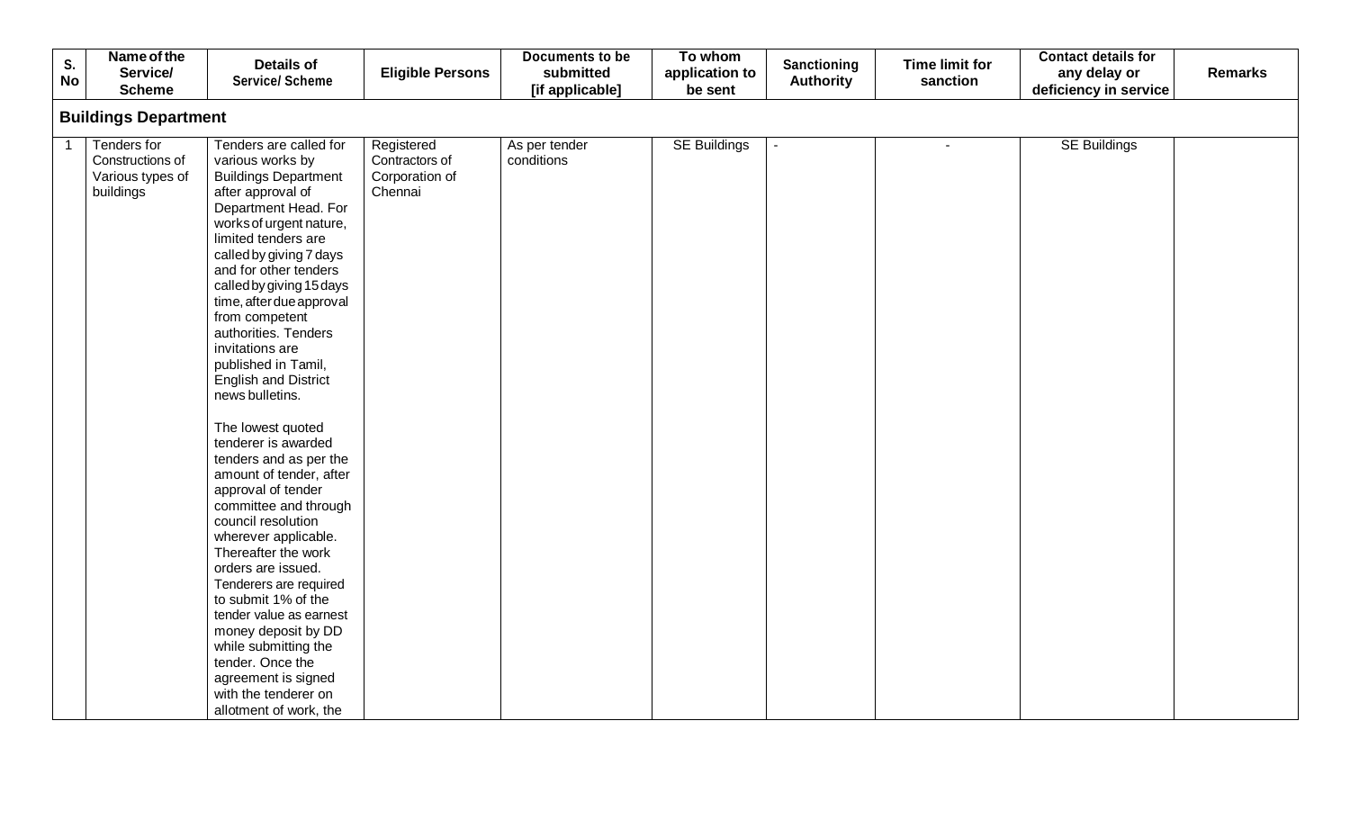| S. No | Name of the Service/ Scheme | Details of Service/ Scheme | Eligible Persons | Documents to be submitted [if applicable] | To whom application to be sent | Sanctioning Authority | Time limit for sanction | Contact details for any delay or deficiency in service | Remarks |
|---|---|---|---|---|---|---|---|---|---|
| **Buildings Department** | | | | | | | | | |
| 1 | Tenders for Constructions of Various types of buildings | Tenders are called for various works by Buildings Department after approval of Department Head. For works of urgent nature, limited tenders are called by giving 7 days and for other tenders called by giving 15 days time, after due approval from competent authorities. Tenders invitations are published in Tamil, English and District news bulletins.<br><br>The lowest quoted tenderer is awarded tenders and as per the amount of tender, after approval of tender committee and through council resolution wherever applicable. Thereafter the work orders are issued. Tenderers are required to submit 1% of the tender value as earnest money deposit by DD while submitting the tender. Once the agreement is signed with the tenderer on allotment of work, the | Registered Contractors of Corporation of Chennai | As per tender conditions | SE Buildings | - | - | SE Buildings | |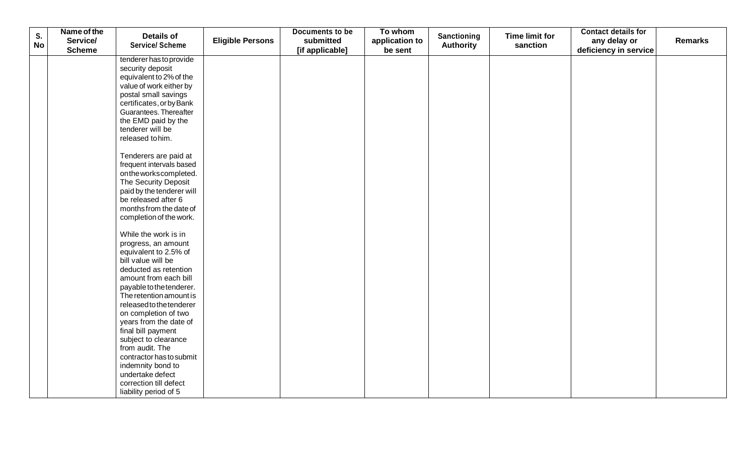| S. No | Name of the Service/ Scheme | Details of Service/ Scheme | Eligible Persons | Documents to be submitted [if applicable] | To whom application to be sent | Sanctioning Authority | Time limit for sanction | Contact details for any delay or deficiency in service | Remarks |
|---|---|---|---|---|---|---|---|---|---|
| | | tenderer has to provide security deposit equivalent to 2% of the value of work either by postal small savings certificates, or by Bank Guarantees. Thereafter the EMD paid by the tenderer will be released to him.<br><br>Tenderers are paid at frequent intervals based on the works completed. The Security Deposit paid by the tenderer will be released after 6 months from the date of completion of the work.<br><br>While the work is in progress, an amount equivalent to 2.5% of bill value will be deducted as retention amount from each bill payable to the tenderer. The retention amount is released to the tenderer on completion of two years from the date of final bill payment subject to clearance from audit. The contractor has to submit indemnity bond to undertake defect correction till defect liability period of 5 | | | | | | | |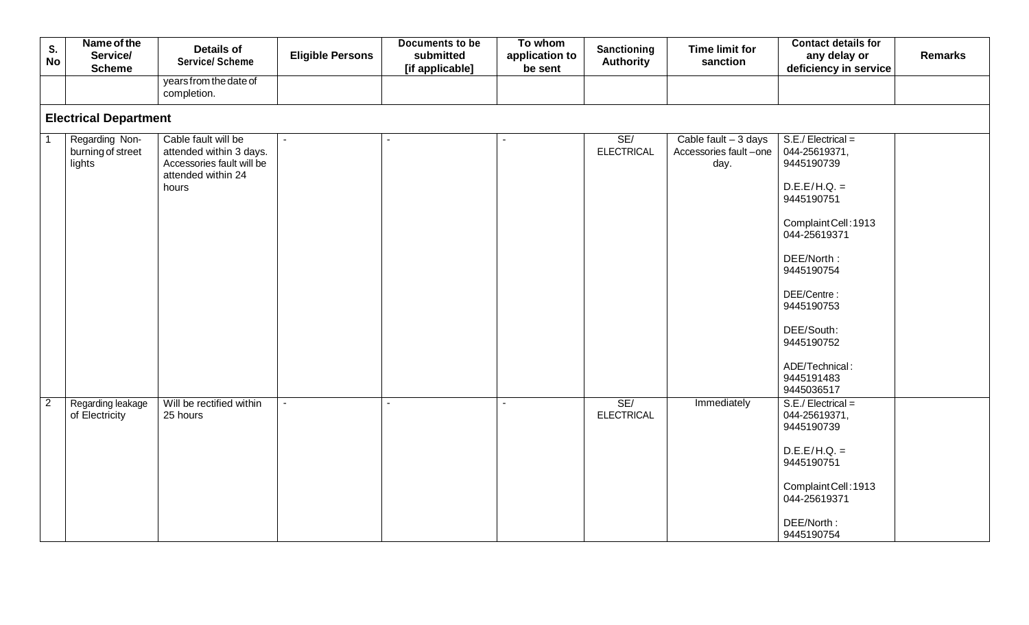| S. No | Name of the Service/ Scheme | Details of Service/ Scheme | Eligible Persons | Documents to be submitted [if applicable] | To whom application to be sent | Sanctioning Authority | Time limit for sanction | Contact details for any delay or deficiency in service | Remarks |
|---|---|---|---|---|---|---|---|---|---|
| | | years from the date of completion. | | | | | | | |
| **Electrical Department** | | | | | | | | | |
| 1 | Regarding Non-burning of street lights | Cable fault will be attended within 3 days. Accessories fault will be attended within 24 hours | - | - | - | SE/ ELECTRICAL | Cable fault – 3 days Accessories fault – one day. | S.E./ Electrical = 044-25619371, 9445190739<br><br>D.E.E/ H.Q. = 9445190751<br><br>Complaint Cell: 1913 044-25619371<br><br>DEE/North : 9445190754<br><br>DEE/Centre : 9445190753<br><br>DEE/South: 9445190752<br><br>ADE/Technical: 9445191483 9445036517 | |
| 2 | Regarding leakage of Electricity | Will be rectified within 25 hours | - | - | - | SE/ ELECTRICAL | Immediately | S.E./ Electrical = 044-25619371, 9445190739<br><br>D.E.E/ H.Q. = 9445190751<br><br>Complaint Cell: 1913 044-25619371<br><br>DEE/North : 9445190754 | |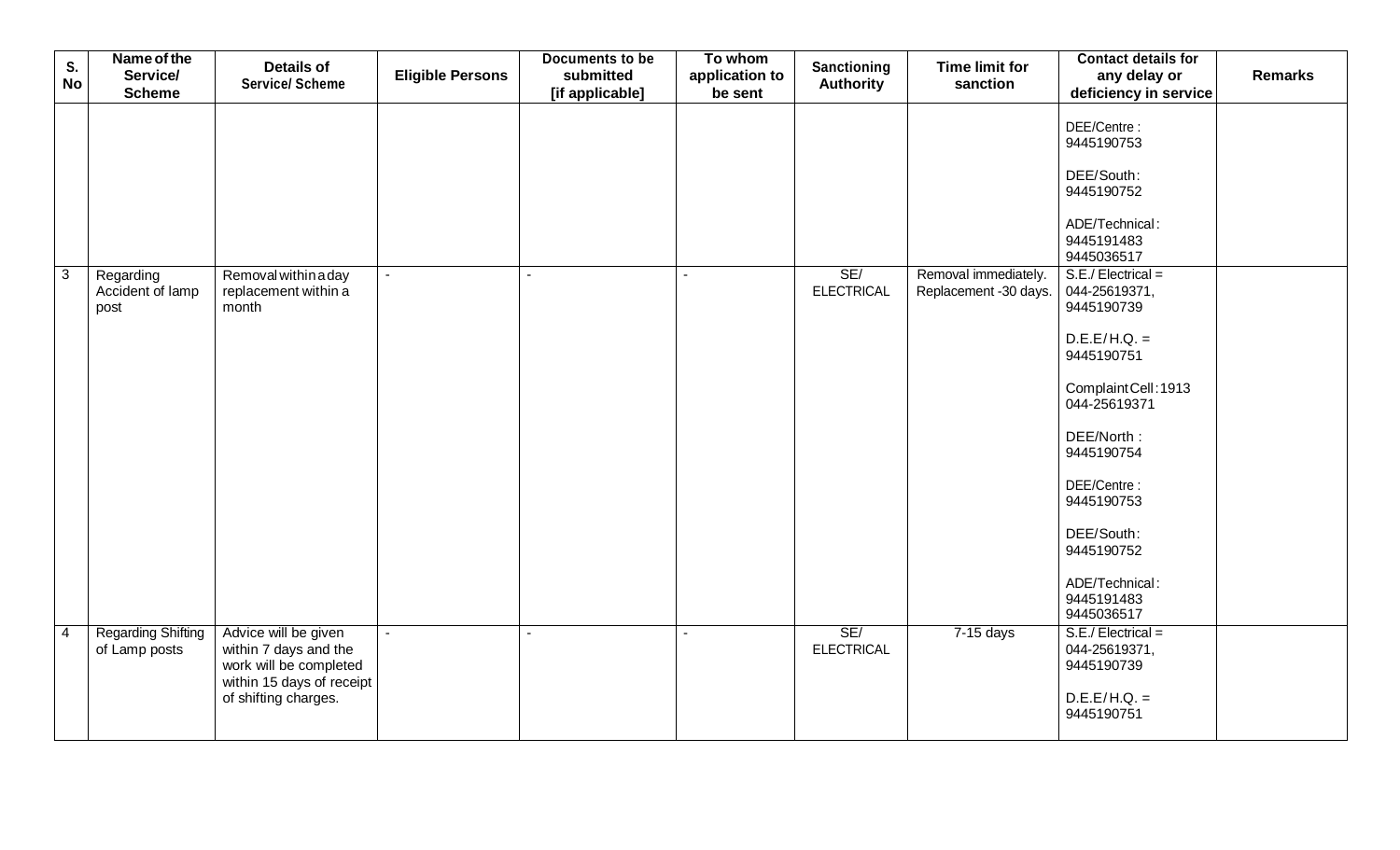| S. No | Name of the Service/ Scheme | Details of Service/ Scheme | Eligible Persons | Documents to be submitted [if applicable] | To whom application to be sent | Sanctioning Authority | Time limit for sanction | Contact details for any delay or deficiency in service | Remarks |
|---|---|---|---|---|---|---|---|---|---|
| | | | | | | | | DEE/Centre : 9445190753<br><br>DEE/South: 9445190752<br><br>ADE/Technical: 9445191483 9445036517 | |
| 3 | Regarding Accident of lamp post | Removal within a day replacement within a month | - | - | - | SE/ ELECTRICAL | Removal immediately. Replacement -30 days. | S.E./ Electrical = 044-25619371, 9445190739<br><br>D.E.E/ H.Q. = 9445190751<br><br>Complaint Cell: 1913 044-25619371<br><br>DEE/North : 9445190754<br><br>DEE/Centre : 9445190753<br><br>DEE/South: 9445190752<br><br>ADE/Technical: 9445191483 9445036517 | |
| 4 | Regarding Shifting of Lamp posts | Advice will be given within 7 days and the work will be completed within 15 days of receipt of shifting charges. | - | - | - | SE/ ELECTRICAL | 7-15 days | S.E./ Electrical = 044-25619371, 9445190739<br><br>D.E.E/ H.Q. = 9445190751 | |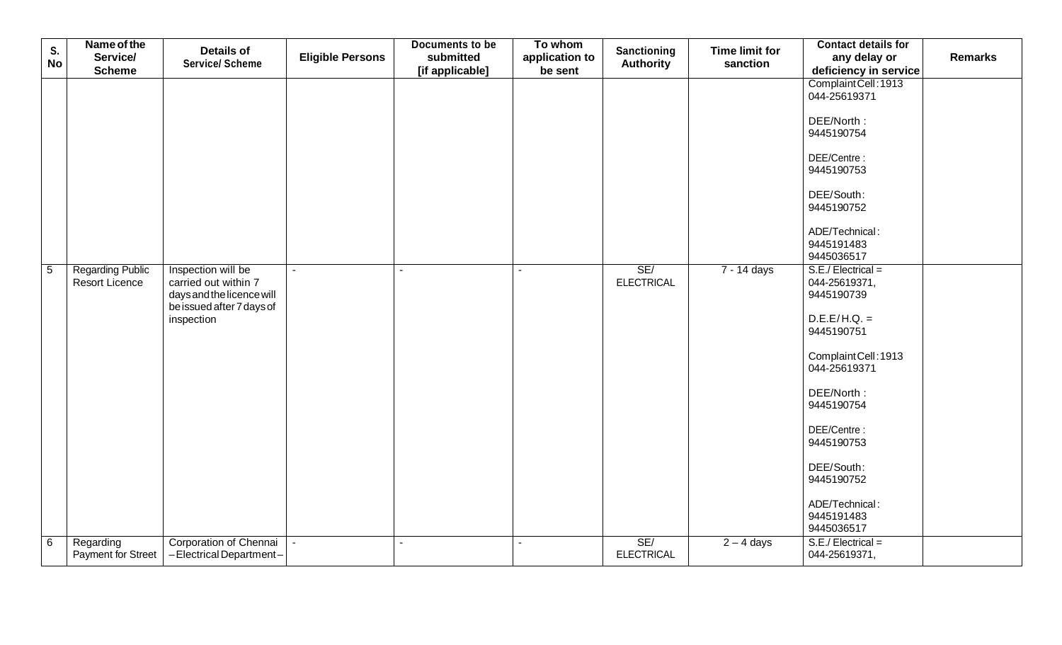| S. No | Name of the Service/ Scheme | Details of Service/ Scheme | Eligible Persons | Documents to be submitted [if applicable] | To whom application to be sent | Sanctioning Authority | Time limit for sanction | Contact details for any delay or deficiency in service | Remarks |
|---|---|---|---|---|---|---|---|---|---|
| | | | | | | | | Complaint Cell: 1913 044-25619371<br><br>DEE/North : 9445190754<br><br>DEE/Centre : 9445190753<br><br>DEE/South: 9445190752<br><br>ADE/Technical: 9445191483 9445036517 | |
| 5 | Regarding Public Resort Licence | Inspection will be carried out within 7 days and the licence will be issued after 7 days of inspection | - | - | - | SE/ ELECTRICAL | 7 - 14 days | S.E./ Electrical = 044-25619371, 9445190739<br><br>D.E.E/ H.Q. = 9445190751<br><br>Complaint Cell: 1913 044-25619371<br><br>DEE/North : 9445190754<br><br>DEE/Centre : 9445190753<br><br>DEE/South: 9445190752<br><br>ADE/Technical: 9445191483 9445036517 | |
| 6 | Regarding Payment for Street | Corporation of Chennai – Electrical Department – | - | - | - | SE/ ELECTRICAL | 2 – 4 days | S.E./ Electrical = 044-25619371, | |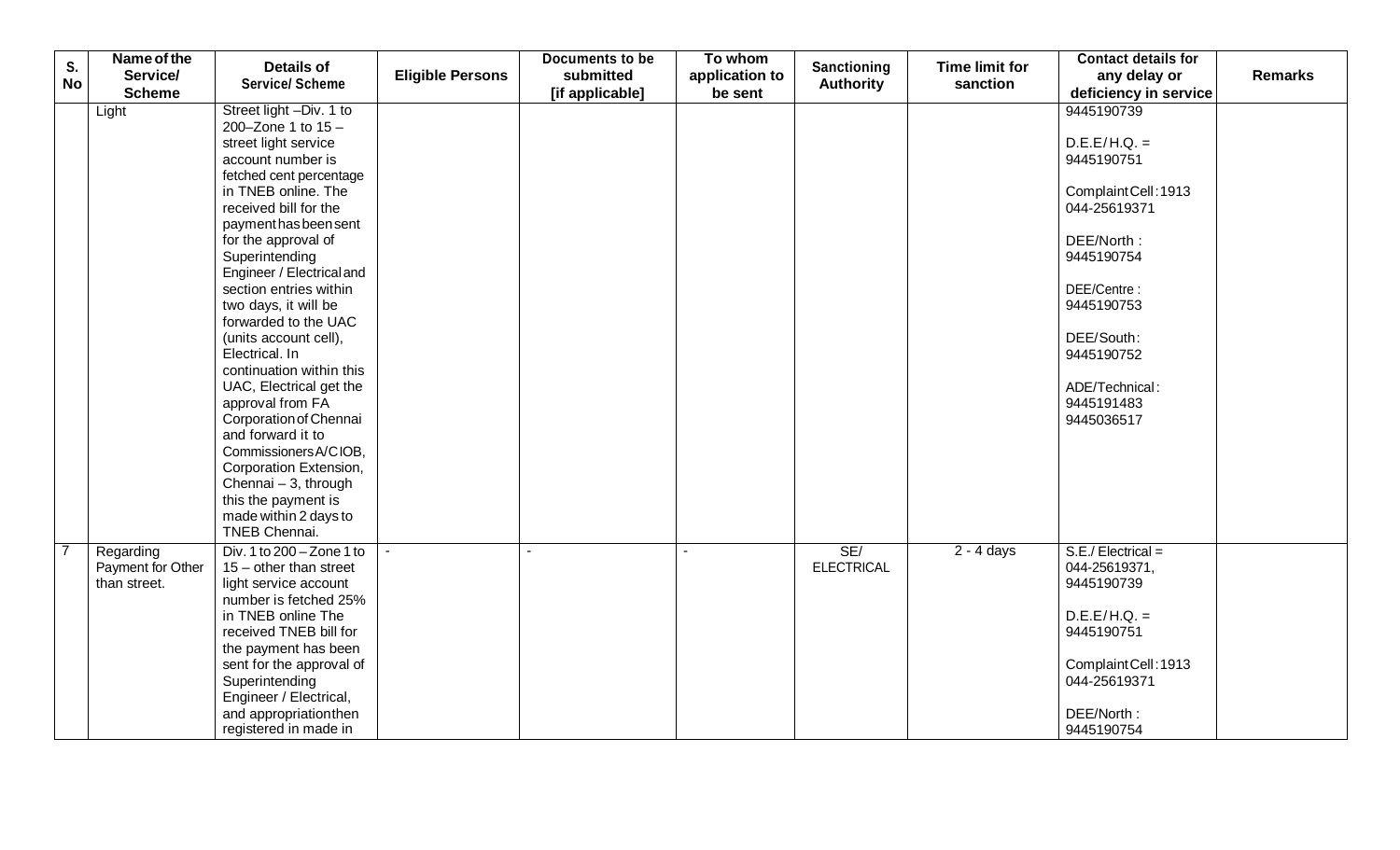| S. No | Name of the Service/ Scheme | Details of Service/ Scheme | Eligible Persons | Documents to be submitted [if applicable] | To whom application to be sent | Sanctioning Authority | Time limit for sanction | Contact details for any delay or deficiency in service | Remarks |
|---|---|---|---|---|---|---|---|---|---|
| | Light | Street light –Div. 1 to 200–Zone 1 to 15 – street light service account number is fetched cent percentage in TNEB online. The received bill for the payment has been sent for the approval of Superintending Engineer / Electrical and section entries within two days, it will be forwarded to the UAC (units account cell), Electrical. In continuation within this UAC, Electrical get the approval from FA Corporation of Chennai and forward it to Commissioners A/C IOB, Corporation Extension, Chennai – 3, through this the payment is made within 2 days to TNEB Chennai. | | | | | | 9445190739<br><br>D.E.E/ H.Q. = 9445190751<br><br>Complaint Cell : 1913 044-25619371<br><br>DEE/North : 9445190754<br><br>DEE/Centre : 9445190753<br><br>DEE/South: 9445190752<br><br>ADE/Technical: 9445191483 9445036517 | |
| 7 | Regarding Payment for Other than street. | Div. 1 to 200 – Zone 1 to 15 – other than street light service account number is fetched 25% in TNEB online The received TNEB bill for the payment has been sent for the approval of Superintending Engineer / Electrical, and appropriation then registered in made in | - | - | - | SE/ ELECTRICAL | 2 - 4 days | S.E./ Electrical = 044-25619371, 9445190739<br><br>D.E.E/ H.Q. = 9445190751<br><br>Complaint Cell : 1913 044-25619371<br><br>DEE/North : 9445190754 | |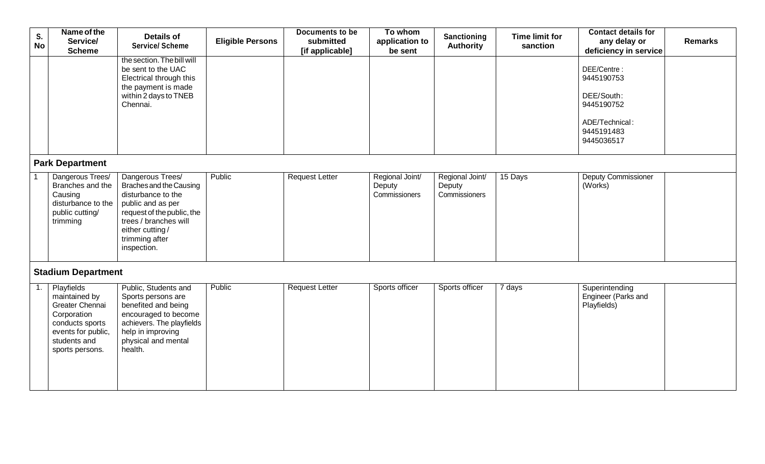| S. No | Name of the Service/ Scheme | Details of Service/ Scheme | Eligible Persons | Documents to be submitted [if applicable] | To whom application to be sent | Sanctioning Authority | Time limit for sanction | Contact details for any delay or deficiency in service | Remarks |
|---|---|---|---|---|---|---|---|---|---|
| | | the section. The bill will be sent to the UAC Electrical through this the payment is made within 2 days to TNEB Chennai. | | | | | | DEE/Centre : 9445190753<br><br>DEE/South: 9445190752<br><br>ADE/Technical: 9445191483 9445036517 | |
| **Park Department** | | | | | | | | | |
| 1 | Dangerous Trees/ Branches and the Causing disturbance to the public cutting/ trimming | Dangerous Trees/ Braches and the Causing disturbance to the public and as per request of the public, the trees / branches will either cutting / trimming after inspection. | Public | Request Letter | Regional Joint/ Deputy Commissioners | Regional Joint/ Deputy Commissioners | 15 Days | Deputy Commissioner (Works) | |
| **Stadium Department** | | | | | | | | | |
| 1. | Playfields maintained by Greater Chennai Corporation conducts sports events for public, students and sports persons. | Public, Students and Sports persons are benefited and being encouraged to become achievers. The playfields help in improving physical and mental health. | Public | Request Letter | Sports officer | Sports officer | 7 days | Superintending Engineer (Parks and Playfields) | |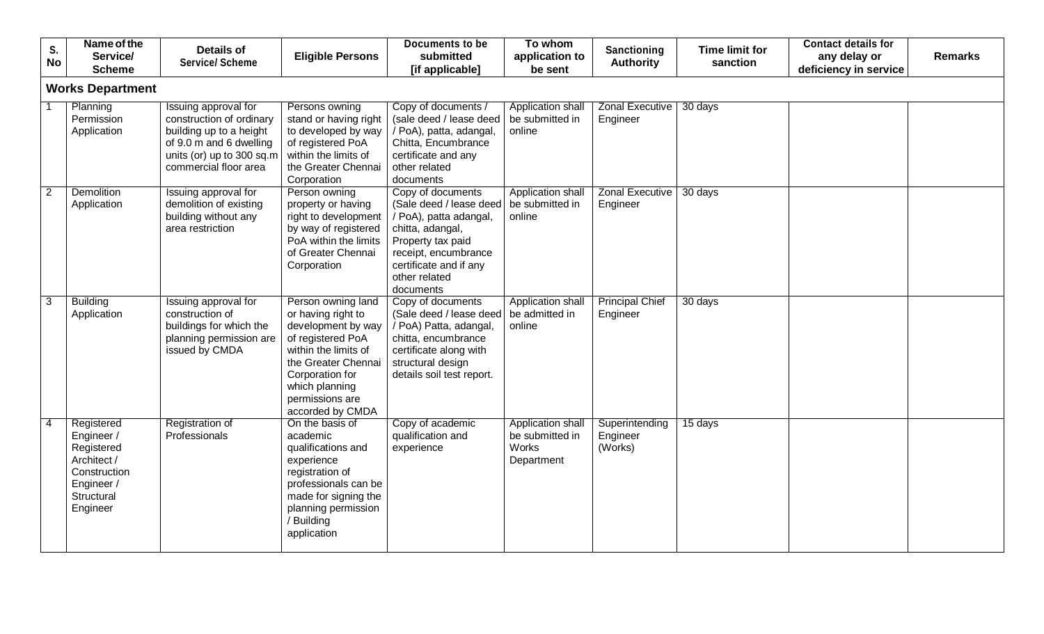| S. No | Name of the Service/ Scheme | Details of Service/ Scheme | Eligible Persons | Documents to be submitted [if applicable] | To whom application to be sent | Sanctioning Authority | Time limit for sanction | Contact details for any delay or deficiency in service | Remarks |
|---|---|---|---|---|---|---|---|---|---|
| **Works Department** | | | | | | | | | |
| 1 | Planning Permission Application | Issuing approval for construction of ordinary building up to a height of 9.0 m and 6 dwelling units (or) up to 300 sq.m commercial floor area | Persons owning stand or having right to developed by way of registered PoA within the limits of the Greater Chennai Corporation | Copy of documents / (sale deed / lease deed / PoA), patta, adangal, Chitta, Encumbrance certificate and any other related documents | Application shall be submitted in online | Zonal Executive Engineer | 30 days | | |
| 2 | Demolition Application | Issuing approval for demolition of existing building without any area restriction | Person owning property or having right to development by way of registered PoA within the limits of Greater Chennai Corporation | Copy of documents (Sale deed / lease deed / PoA), patta adangal, chitta, adangal, Property tax paid receipt, encumbrance certificate and if any other related documents | Application shall be submitted in online | Zonal Executive Engineer | 30 days | | |
| 3 | Building Application | Issuing approval for construction of buildings for which the planning permission are issued by CMDA | Person owning land or having right to development by way of registered PoA within the limits of the Greater Chennai Corporation for which planning permissions are accorded by CMDA | Copy of documents (Sale deed / lease deed / PoA) Patta, adangal, chitta, encumbrance certificate along with structural design details soil test report. | Application shall be admitted in online | Principal Chief Engineer | 30 days | | |
| 4 | Registered Engineer / Registered Architect / Construction Engineer / Structural Engineer | Registration of Professionals | On the basis of academic qualifications and experience registration of professionals can be made for signing the planning permission / Building application | Copy of academic qualification and experience | Application shall be submitted in Works Department | Superintending Engineer (Works) | 15 days | | |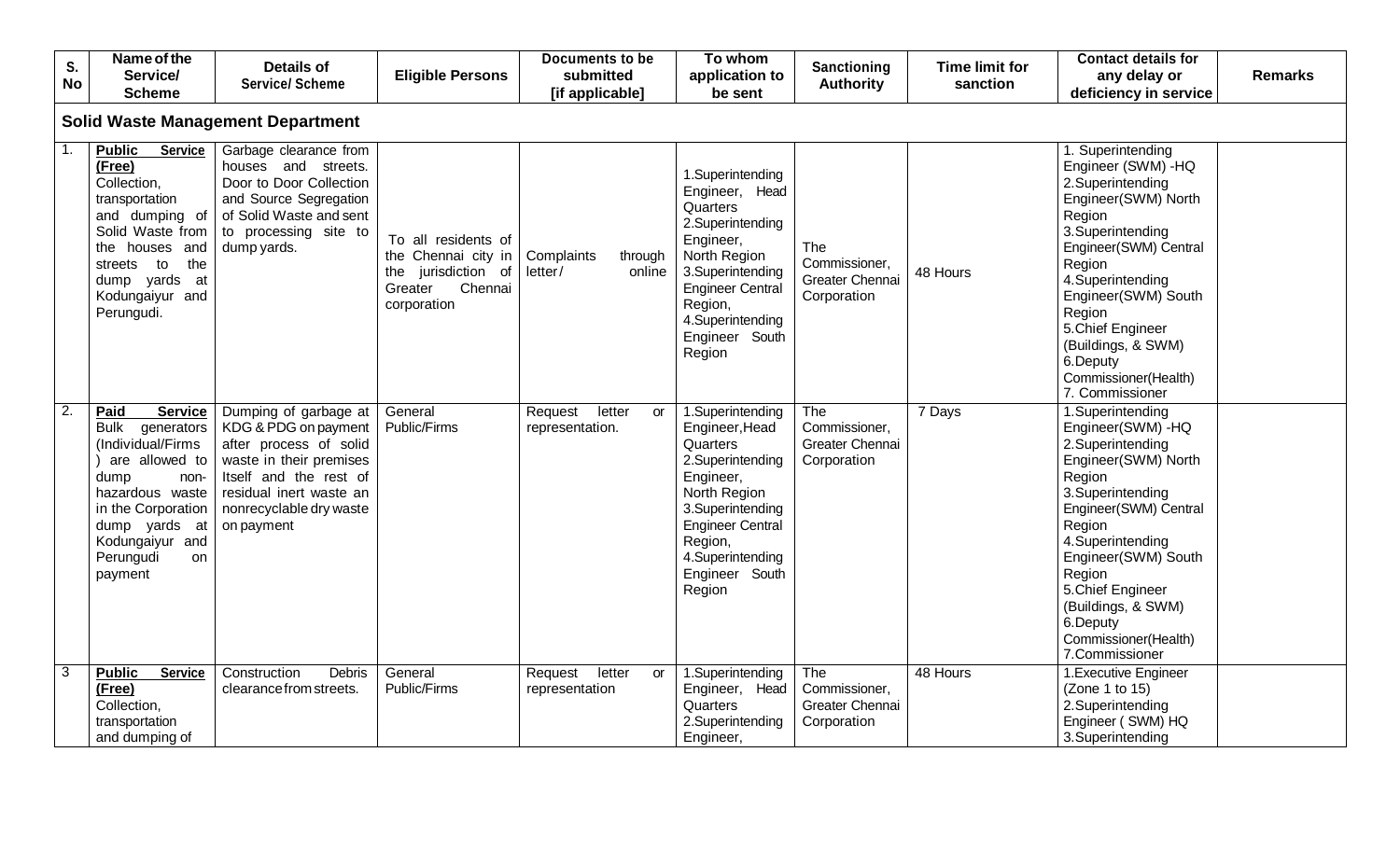| S. No | Name of the Service/ Scheme | Details of Service/ Scheme | Eligible Persons | Documents to be submitted [if applicable] | To whom application to be sent | Sanctioning Authority | Time limit for sanction | Contact details for any delay or deficiency in service | Remarks |
|---|---|---|---|---|---|---|---|---|---|
| **Solid Waste Management Department** | | | | | | | | | |
| 1. | **Public Service (Free)** Collection, transportation and dumping of Solid Waste from the houses and streets to the dump yards at Kodungaiyur and Perungudi. | Garbage clearance from houses and streets. Door to Door Collection and Source Segregation of Solid Waste and sent to processing site to dump yards. | To all residents of the Chennai city in the jurisdiction of Greater Chennai corporation | Complaints through letter / online | 1.Superintending Engineer, Head Quarters 2.Superintending Engineer, North Region 3.Superintending Engineer Central Region, 4.Superintending Engineer South Region | The Commissioner, Greater Chennai Corporation | 48 Hours | 1. Superintending Engineer (SWM) -HQ 2.Superintending Engineer(SWM) North Region 3.Superintending Engineer(SWM) Central Region 4.Superintending Engineer(SWM) South Region 5.Chief Engineer (Buildings, & SWM) 6.Deputy Commissioner(Health) 7. Commissioner | |
| 2. | **Paid Service** Bulk generators (Individual/Firms ) are allowed to dump non-hazardous waste in the Corporation dump yards at Kodungaiyur and Perungudi on payment | Dumping of garbage at KDG & PDG on payment after process of solid waste in their premises Itself and the rest of residual inert waste an nonrecyclable dry waste on payment | General Public/Firms | Request letter or representation. | 1.Superintending Engineer,Head Quarters 2.Superintending Engineer, North Region 3.Superintending Engineer Central Region, 4.Superintending Engineer South Region | The Commissioner, Greater Chennai Corporation | 7 Days | 1.Superintending Engineer(SWM) -HQ 2.Superintending Engineer(SWM) North Region 3.Superintending Engineer(SWM) Central Region 4.Superintending Engineer(SWM) South Region 5.Chief Engineer (Buildings, & SWM) 6.Deputy Commissioner(Health) 7.Commissioner | |
| 3 | **Public Service (Free)** Collection, transportation and dumping of | Construction Debris clearance from streets. | General Public/Firms | Request letter or representation | 1.Superintending Engineer, Head Quarters 2.Superintending Engineer, | The Commissioner, Greater Chennai Corporation | 48 Hours | 1.Executive Engineer (Zone 1 to 15) 2.Superintending Engineer ( SWM) HQ 3.Superintending | |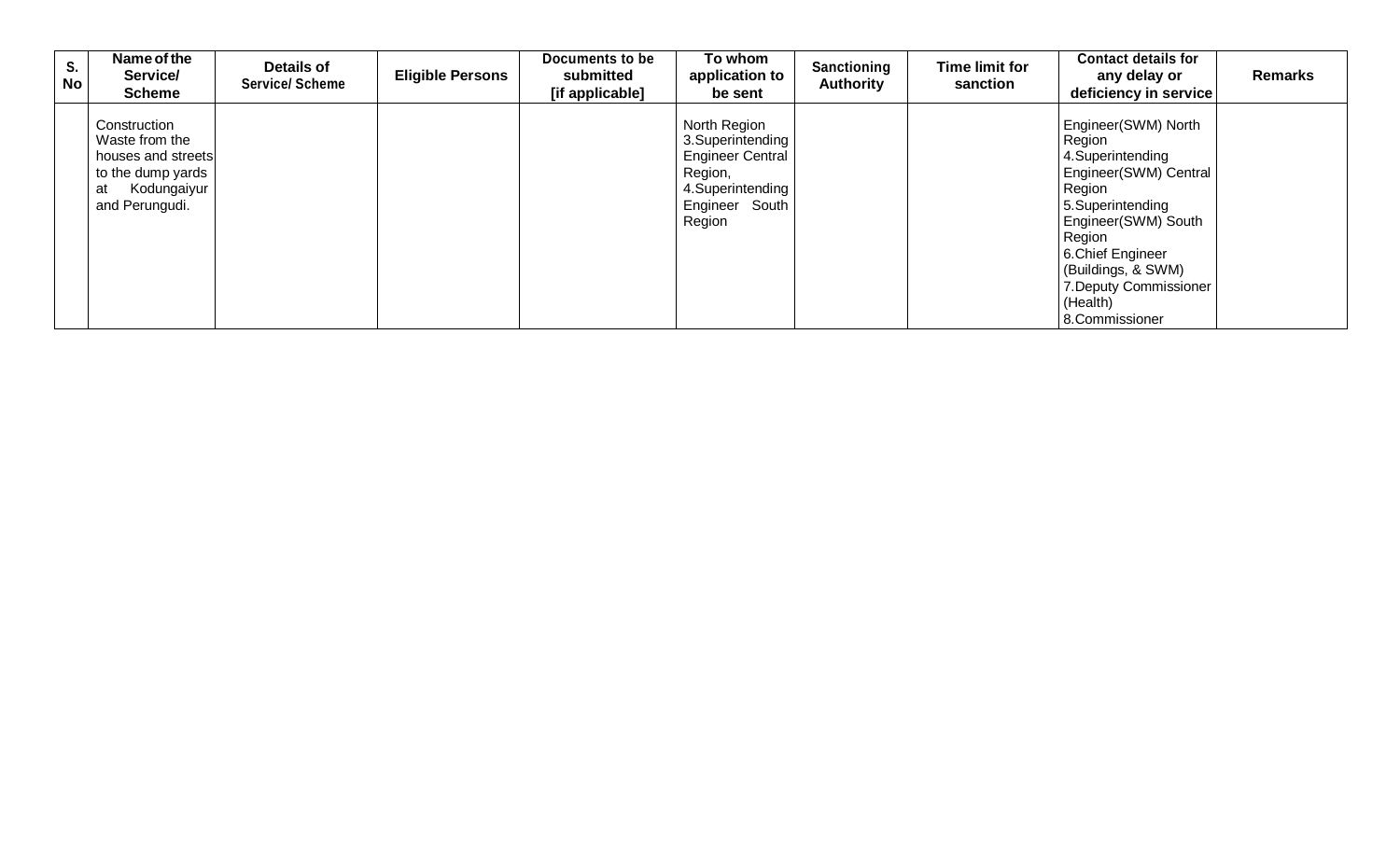| S. No | Name of the Service/ Scheme | Details of Service/ Scheme | Eligible Persons | Documents to be submitted [if applicable] | To whom application to be sent | Sanctioning Authority | Time limit for sanction | Contact details for any delay or deficiency in service | Remarks |
|---|---|---|---|---|---|---|---|---|---|
| | Construction Waste from the houses and streets to the dump yards at Kodungaiyur and Perungudi. | | | | North Region<br>3.Superintending Engineer Central Region,<br>4.Superintending Engineer South Region | | | Engineer(SWM) North Region<br>4.Superintending Engineer(SWM) Central Region<br>5.Superintending Engineer(SWM) South Region<br>6.Chief Engineer (Buildings, & SWM)<br>7.Deputy Commissioner (Health)<br>8.Commissioner | |